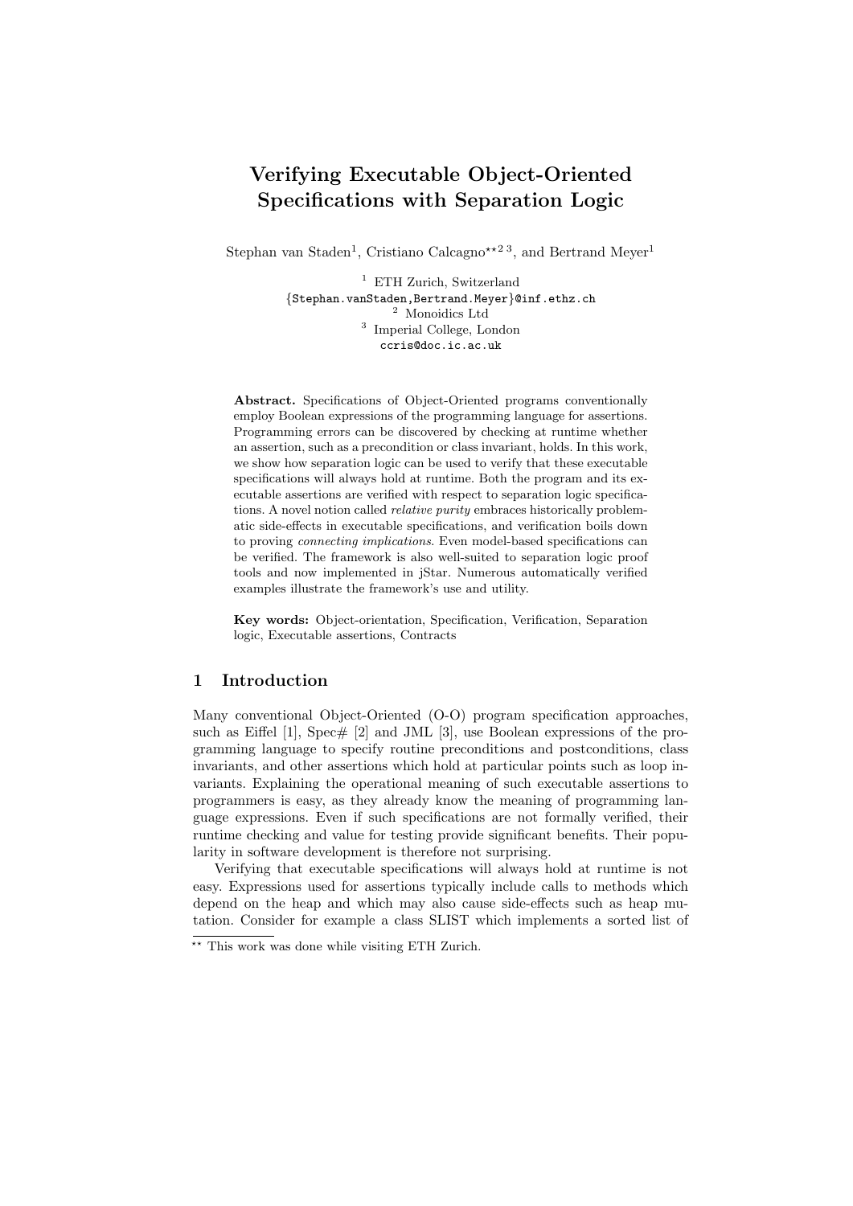# Verifying Executable Object-Oriented Specifications with Separation Logic

Stephan van Staden[1], Cristiano Calcagno[**2 3], and Bertrand Meyer[1]

[1] ETH Zurich, Switzerland
{Stephan.vanStaden,Bertrand.Meyer}@inf.ethz.ch
[2] Monoidics Ltd
[3] Imperial College, London
ccris@doc.ic.ac.uk

**Abstract.** Specifications of Object-Oriented programs conventionally employ Boolean expressions of the programming language for assertions. Programming errors can be discovered by checking at runtime whether an assertion, such as a precondition or class invariant, holds. In this work, we show how separation logic can be used to verify that these executable specifications will always hold at runtime. Both the program and its executable assertions are verified with respect to separation logic specifications. A novel notion called *relative purity* embraces historically problematic side-effects in executable specifications, and verification boils down to proving *connecting implications*. Even model-based specifications can be verified. The framework is also well-suited to separation logic proof tools and now implemented in jStar. Numerous automatically verified examples illustrate the framework's use and utility.

**Key words:** Object-orientation, Specification, Verification, Separation logic, Executable assertions, Contracts

## 1 Introduction

Many conventional Object-Oriented (O-O) program specification approaches, such as Eiffel [1], Spec# [2] and JML [3], use Boolean expressions of the programming language to specify routine preconditions and postconditions, class invariants, and other assertions which hold at particular points such as loop invariants. Explaining the operational meaning of such executable assertions to programmers is easy, as they already know the meaning of programming language expressions. Even if such specifications are not formally verified, their runtime checking and value for testing provide significant benefits. Their popularity in software development is therefore not surprising.

Verifying that executable specifications will always hold at runtime is not easy. Expressions used for assertions typically include calls to methods which depend on the heap and which may also cause side-effects such as heap mutation. Consider for example a class SLIST which implements a sorted list of

** This work was done while visiting ETH Zurich.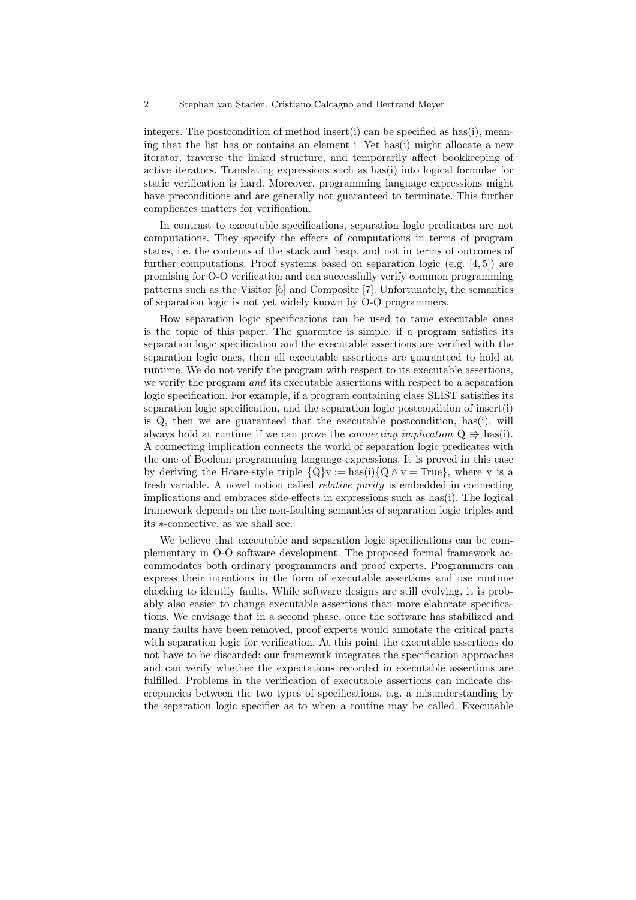integers. The postcondition of method insert(i) can be specified as has(i), meaning that the list has or contains an element i. Yet has(i) might allocate a new iterator, traverse the linked structure, and temporarily affect bookkeeping of active iterators. Translating expressions such as has(i) into logical formulae for static verification is hard. Moreover, programming language expressions might have preconditions and are generally not guaranteed to terminate. This further complicates matters for verification.

In contrast to executable specifications, separation logic predicates are not computations. They specify the effects of computations in terms of program states, i.e. the contents of the stack and heap, and not in terms of outcomes of further computations. Proof systems based on separation logic (e.g. [4, 5]) are promising for O-O verification and can successfully verify common programming patterns such as the Visitor [6] and Composite [7]. Unfortunately, the semantics of separation logic is not yet widely known by O-O programmers.

How separation logic specifications can be used to tame executable ones is the topic of this paper. The guarantee is simple: if a program satisfies its separation logic specification and the executable assertions are verified with the separation logic ones, then all executable assertions are guaranteed to hold at runtime. We do not verify the program with respect to its executable assertions, we verify the program *and* its executable assertions with respect to a separation logic specification. For example, if a program containing class SLIST satisifies its separation logic specification, and the separation logic postcondition of insert(i) is Q, then we are guaranteed that the executable postcondition, has(i), will always hold at runtime if we can prove the *connecting implication* $Q \Rrightarrow \text{has(i)}$. A connecting implication connects the world of separation logic predicates with the one of Boolean programming language expressions. It is proved in this case by deriving the Hoare-style triple $\{Q\}\text{v} := \text{has(i)}\{Q \wedge \text{v} = \text{True}\}$, where v is a fresh variable. A novel notion called *relative purity* is embedded in connecting implications and embraces side-effects in expressions such as has(i). The logical framework depends on the non-faulting semantics of separation logic triples and its $*$-connective, as we shall see.

We believe that executable and separation logic specifications can be complementary in O-O software development. The proposed formal framework accommodates both ordinary programmers and proof experts. Programmers can express their intentions in the form of executable assertions and use runtime checking to identify faults. While software designs are still evolving, it is probably also easier to change executable assertions than more elaborate specifications. We envisage that in a second phase, once the software has stabilized and many faults have been removed, proof experts would annotate the critical parts with separation logic for verification. At this point the executable assertions do not have to be discarded: our framework integrates the specification approaches and can verify whether the expectations recorded in executable assertions are fulfilled. Problems in the verification of executable assertions can indicate discrepancies between the two types of specifications, e.g. a misunderstanding by the separation logic specifier as to when a routine may be called. Executable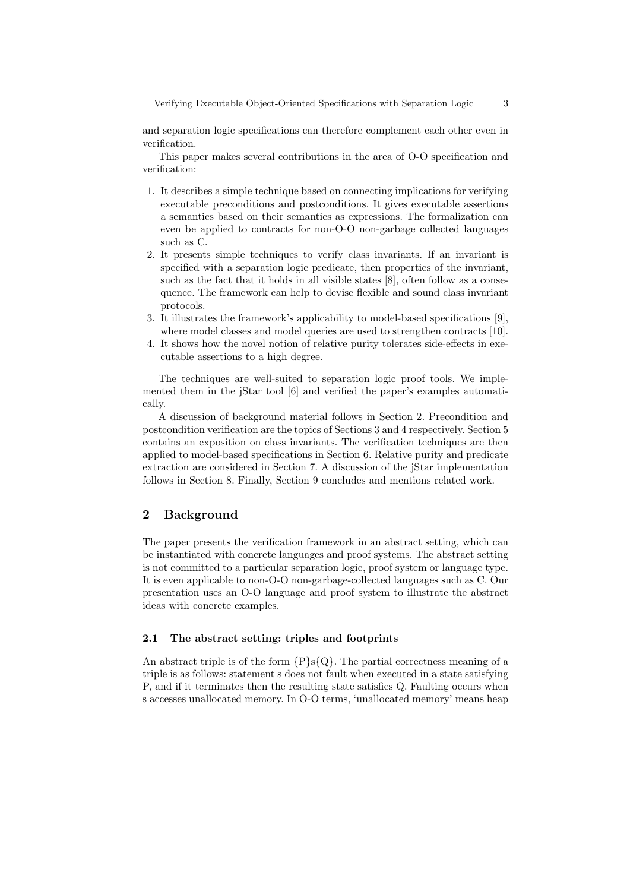and separation logic specifications can therefore complement each other even in verification.

This paper makes several contributions in the area of O-O specification and verification:

1. It describes a simple technique based on connecting implications for verifying executable preconditions and postconditions. It gives executable assertions a semantics based on their semantics as expressions. The formalization can even be applied to contracts for non-O-O non-garbage collected languages such as C.
2. It presents simple techniques to verify class invariants. If an invariant is specified with a separation logic predicate, then properties of the invariant, such as the fact that it holds in all visible states [8], often follow as a consequence. The framework can help to devise flexible and sound class invariant protocols.
3. It illustrates the framework's applicability to model-based specifications [9], where model classes and model queries are used to strengthen contracts [10].
4. It shows how the novel notion of relative purity tolerates side-effects in executable assertions to a high degree.

The techniques are well-suited to separation logic proof tools. We implemented them in the jStar tool [6] and verified the paper's examples automatically.

A discussion of background material follows in Section 2. Precondition and postcondition verification are the topics of Sections 3 and 4 respectively. Section 5 contains an exposition on class invariants. The verification techniques are then applied to model-based specifications in Section 6. Relative purity and predicate extraction are considered in Section 7. A discussion of the jStar implementation follows in Section 8. Finally, Section 9 concludes and mentions related work.

## 2 Background

The paper presents the verification framework in an abstract setting, which can be instantiated with concrete languages and proof systems. The abstract setting is not committed to a particular separation logic, proof system or language type. It is even applicable to non-O-O non-garbage-collected languages such as C. Our presentation uses an O-O language and proof system to illustrate the abstract ideas with concrete examples.

### 2.1 The abstract setting: triples and footprints

An abstract triple is of the form {P}s{Q}. The partial correctness meaning of a triple is as follows: statement s does not fault when executed in a state satisfying P, and if it terminates then the resulting state satisfies Q. Faulting occurs when s accesses unallocated memory. In O-O terms, 'unallocated memory' means heap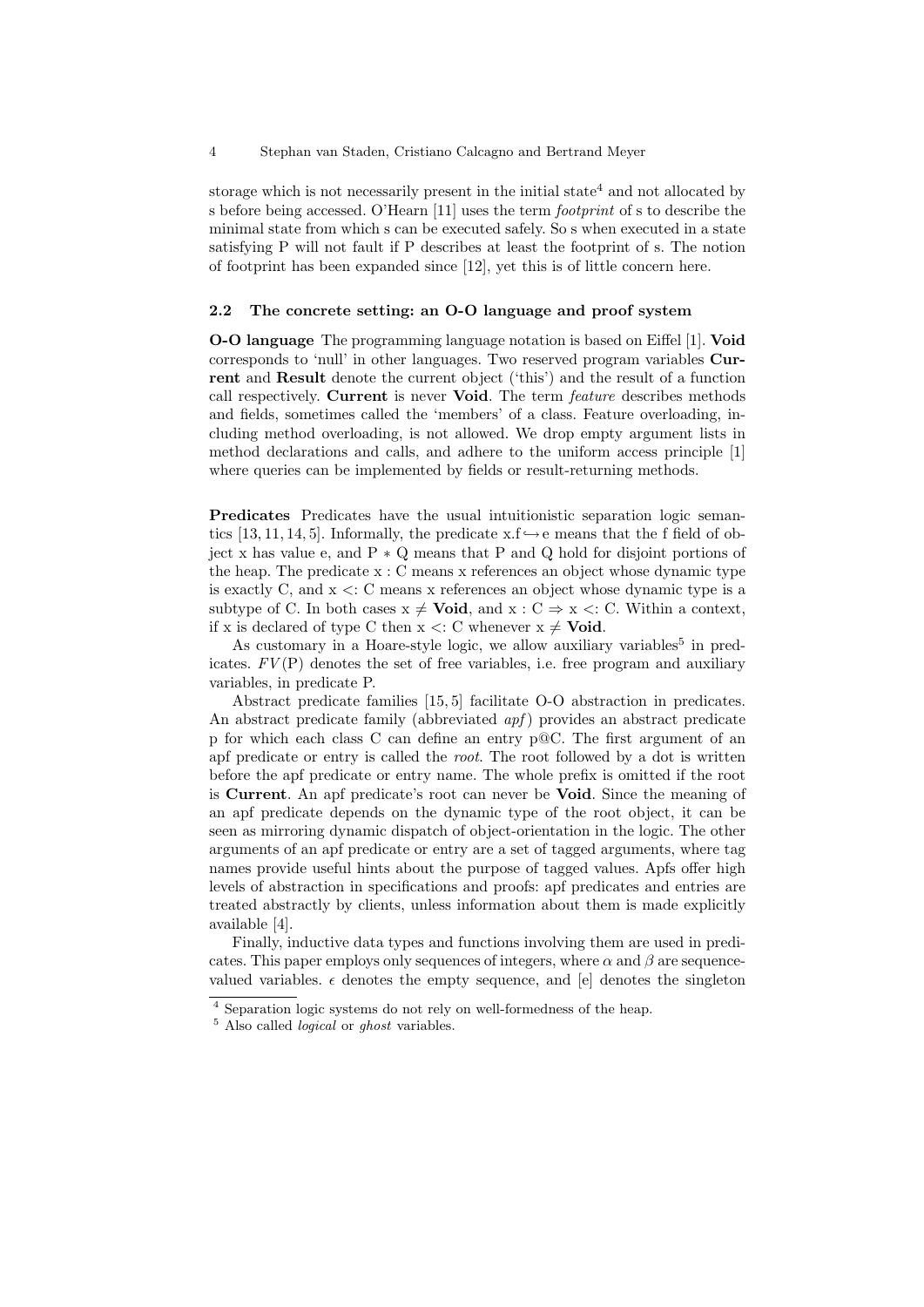storage which is not necessarily present in the initial state[4] and not allocated by s before being accessed. O'Hearn [11] uses the term *footprint* of s to describe the minimal state from which s can be executed safely. So s when executed in a state satisfying P will not fault if P describes at least the footprint of s. The notion of footprint has been expanded since [12], yet this is of little concern here.

### 2.2 The concrete setting: an O-O language and proof system

**O-O language** The programming language notation is based on Eiffel [1]. **Void** corresponds to 'null' in other languages. Two reserved program variables **Current** and **Result** denote the current object ('this') and the result of a function call respectively. **Current** is never **Void**. The term *feature* describes methods and fields, sometimes called the 'members' of a class. Feature overloading, including method overloading, is not allowed. We drop empty argument lists in method declarations and calls, and adhere to the uniform access principle [1] where queries can be implemented by fields or result-returning methods.

**Predicates** Predicates have the usual intuitionistic separation logic semantics [13, 11, 14, 5]. Informally, the predicate $x.f \hookrightarrow e$ means that the f field of object x has value e, and $P * Q$ means that P and Q hold for disjoint portions of the heap. The predicate $x : C$ means x references an object whose dynamic type is exactly C, and $x <: C$ means x references an object whose dynamic type is a subtype of C. In both cases $x \neq$ **Void**, and $x : C \Rightarrow x <: C$. Within a context, if x is declared of type C then $x <: C$ whenever $x \neq$ **Void**.

As customary in a Hoare-style logic, we allow auxiliary variables[5] in predicates. $FV(P)$ denotes the set of free variables, i.e. free program and auxiliary variables, in predicate P.

Abstract predicate families [15, 5] facilitate O-O abstraction in predicates. An abstract predicate family (abbreviated *apf*) provides an abstract predicate p for which each class C can define an entry p@C. The first argument of an apf predicate or entry is called the *root*. The root followed by a dot is written before the apf predicate or entry name. The whole prefix is omitted if the root is **Current**. An apf predicate's root can never be **Void**. Since the meaning of an apf predicate depends on the dynamic type of the root object, it can be seen as mirroring dynamic dispatch of object-orientation in the logic. The other arguments of an apf predicate or entry are a set of tagged arguments, where tag names provide useful hints about the purpose of tagged values. Apfs offer high levels of abstraction in specifications and proofs: apf predicates and entries are treated abstractly by clients, unless information about them is made explicitly available [4].

Finally, inductive data types and functions involving them are used in predicates. This paper employs only sequences of integers, where $\alpha$ and $\beta$ are sequence-valued variables. $\epsilon$ denotes the empty sequence, and [e] denotes the singleton

[4] Separation logic systems do not rely on well-formedness of the heap.

[5] Also called *logical* or *ghost* variables.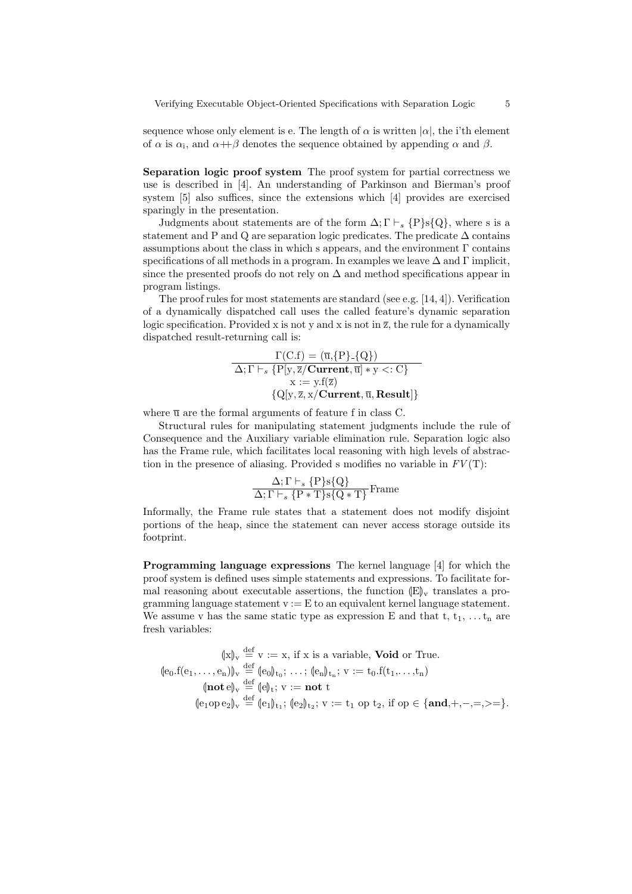sequence whose only element is e. The length of $\alpha$ is written $|\alpha|$, the i'th element of $\alpha$ is $\alpha_i$, and $\alpha +\!\!+ \beta$ denotes the sequence obtained by appending $\alpha$ and $\beta$.

**Separation logic proof system** The proof system for partial correctness we use is described in [4]. An understanding of Parkinson and Bierman's proof system [5] also suffices, since the extensions which [4] provides are exercised sparingly in the presentation.

Judgments about statements are of the form $\Delta; \Gamma \vdash_s \{P\}s\{Q\}$, where s is a statement and P and Q are separation logic predicates. The predicate $\Delta$ contains assumptions about the class in which s appears, and the environment $\Gamma$ contains specifications of all methods in a program. In examples we leave $\Delta$ and $\Gamma$ implicit, since the presented proofs do not rely on $\Delta$ and method specifications appear in program listings.

The proof rules for most statements are standard (see e.g. [14, 4]). Verification of a dynamically dispatched call uses the called feature's dynamic separation logic specification. Provided x is not y and x is not in $\overline{z}$, the rule for a dynamically dispatched result-returning call is:

$$\frac{\Gamma(\mathrm{C.f}) = (\overline{\mathrm{u}}, \{\mathrm{P}\}\_\{\mathrm{Q}\})}{\begin{array}{l}\Delta; \Gamma \vdash_s \{\mathrm{P}[\mathrm{y}, \overline{\mathrm{z}}/\mathbf{Current}, \overline{\mathrm{u}}] * \mathrm{y} <: \mathrm{C}\} \\ \qquad \mathrm{x} := \mathrm{y.f}(\overline{\mathrm{z}}) \\ \qquad \{\mathrm{Q}[\mathrm{y}, \overline{\mathrm{z}}, \mathrm{x}/\mathbf{Current}, \overline{\mathrm{u}}, \mathbf{Result}]\}\end{array}}$$

where $\overline{\mathrm{u}}$ are the formal arguments of feature f in class C.

Structural rules for manipulating statement judgments include the rule of Consequence and the Auxiliary variable elimination rule. Separation logic also has the Frame rule, which facilitates local reasoning with high levels of abstraction in the presence of aliasing. Provided s modifies no variable in $FV(\mathrm{T})$:

$$\frac{\Delta; \Gamma \vdash_s \{\mathrm{P}\}\mathrm{s}\{\mathrm{Q}\}}{\Delta; \Gamma \vdash_s \{\mathrm{P} * \mathrm{T}\}\mathrm{s}\{\mathrm{Q} * \mathrm{T}\}}\text{Frame}$$

Informally, the Frame rule states that a statement does not modify disjoint portions of the heap, since the statement can never access storage outside its footprint.

**Programming language expressions** The kernel language [4] for which the proof system is defined uses simple statements and expressions. To facilitate formal reasoning about executable assertions, the function $(\!|\mathrm{E}|\!)_\mathrm{v}$ translates a programming language statement $\mathrm{v} := \mathrm{E}$ to an equivalent kernel language statement. We assume v has the same static type as expression E and that t, $\mathrm{t}_1, \ldots \mathrm{t}_\mathrm{n}$ are fresh variables:

$$\begin{aligned}
(\!|\mathrm{x}|\!)_\mathrm{v} &\stackrel{\text{def}}{=} \mathrm{v} := \mathrm{x}, \text{ if x is a variable, } \mathbf{Void} \text{ or True.} \\
(\!|\mathrm{e}_0.\mathrm{f}(\mathrm{e}_1, \ldots, \mathrm{e}_\mathrm{n})|\!)_\mathrm{v} &\stackrel{\text{def}}{=} (\!|\mathrm{e}_0|\!)_{\mathrm{t}_0}; \ \ldots; \ (\!|\mathrm{e}_\mathrm{n}|\!)_{\mathrm{t}_\mathrm{n}}; \ \mathrm{v} := \mathrm{t}_0.\mathrm{f}(\mathrm{t}_1, \ldots, \mathrm{t}_\mathrm{n}) \\
(\!|\mathbf{not}\, \mathrm{e}|\!)_\mathrm{v} &\stackrel{\text{def}}{=} (\!|\mathrm{e}|\!)_\mathrm{t}; \ \mathrm{v} := \mathbf{not}\ \mathrm{t} \\
(\!|\mathrm{e}_1 \mathrm{op}\, \mathrm{e}_2|\!)_\mathrm{v} &\stackrel{\text{def}}{=} (\!|\mathrm{e}_1|\!)_{\mathrm{t}_1}; \ (\!|\mathrm{e}_2|\!)_{\mathrm{t}_2}; \ \mathrm{v} := \mathrm{t}_1 \text{ op } \mathrm{t}_2, \text{ if op} \in \{\mathbf{and}, +, -, =, >=\}.
\end{aligned}$$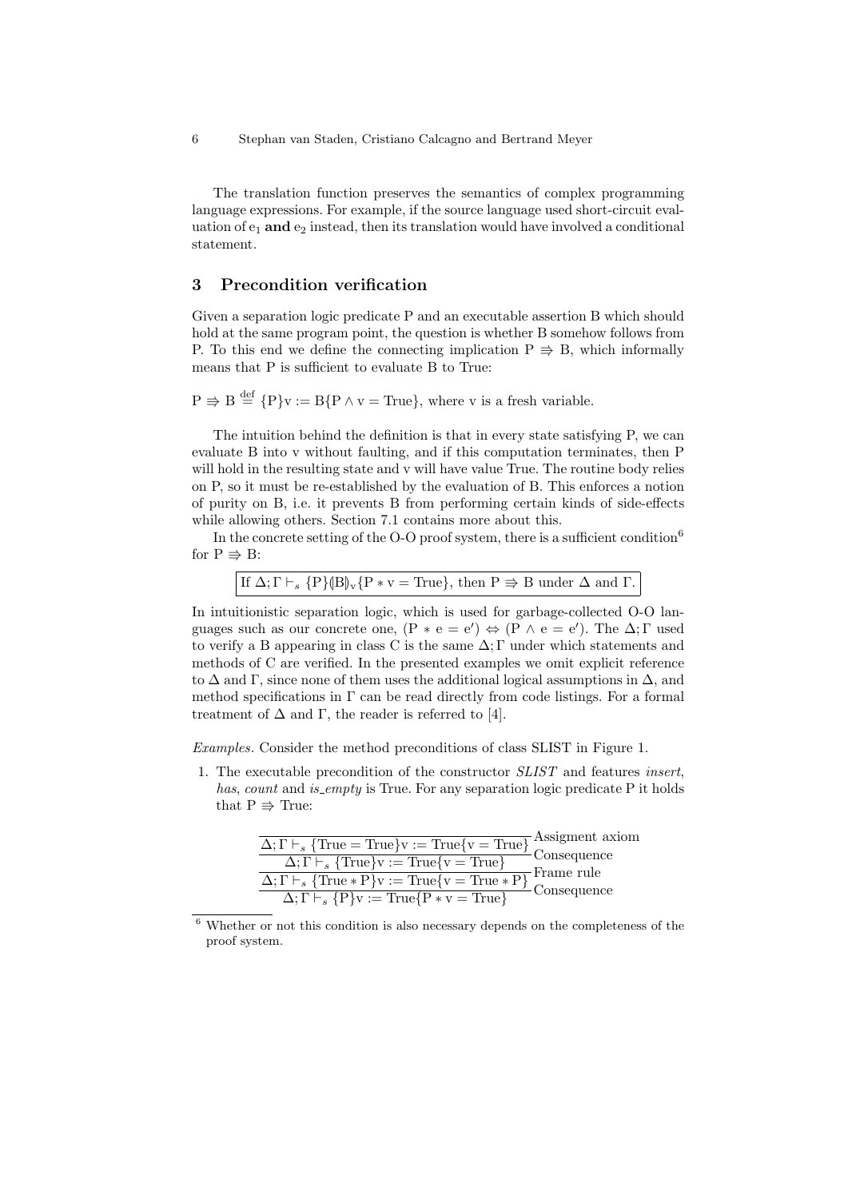The translation function preserves the semantics of complex programming language expressions. For example, if the source language used short-circuit evaluation of $e_1$ **and** $e_2$ instead, then its translation would have involved a conditional statement.

## 3 Precondition verification

Given a separation logic predicate P and an executable assertion B which should hold at the same program point, the question is whether B somehow follows from P. To this end we define the connecting implication $P \Rrightarrow B$, which informally means that P is sufficient to evaluate B to True:

$P \Rrightarrow B \stackrel{\text{def}}{=} \{P\}v := B\{P \wedge v = \text{True}\}$, where v is a fresh variable.

The intuition behind the definition is that in every state satisfying P, we can evaluate B into v without faulting, and if this computation terminates, then P will hold in the resulting state and v will have value True. The routine body relies on P, so it must be re-established by the evaluation of B. This enforces a notion of purity on B, i.e. it prevents B from performing certain kinds of side-effects while allowing others. Section 7.1 contains more about this.

In the concrete setting of the O-O proof system, there is a sufficient condition[6] for $P \Rrightarrow B$:

If $\Delta; \Gamma \vdash_s \{P\}(\!|B|\!)_v\{P * v = \text{True}\}$, then $P \Rrightarrow B$ under $\Delta$ and $\Gamma$.

In intuitionistic separation logic, which is used for garbage-collected O-O languages such as our concrete one, $(P * e = e') \Leftrightarrow (P \wedge e = e')$. The $\Delta; \Gamma$ used to verify a B appearing in class C is the same $\Delta; \Gamma$ under which statements and methods of C are verified. In the presented examples we omit explicit reference to $\Delta$ and $\Gamma$, since none of them uses the additional logical assumptions in $\Delta$, and method specifications in $\Gamma$ can be read directly from code listings. For a formal treatment of $\Delta$ and $\Gamma$, the reader is referred to [4].

*Examples.* Consider the method preconditions of class SLIST in Figure 1.

1. The executable precondition of the constructor *SLIST* and features *insert*, *has*, *count* and *is_empty* is True. For any separation logic predicate P it holds that $P \Rrightarrow \text{True}$:

$$
\dfrac{\dfrac{\dfrac{\dfrac{}{\Delta; \Gamma \vdash_s \{\text{True} = \text{True}\}v := \text{True}\{v = \text{True}\}}\text{Assigment axiom}}{\Delta; \Gamma \vdash_s \{\text{True}\}v := \text{True}\{v = \text{True}\}}\text{Consequence}}{\Delta; \Gamma \vdash_s \{\text{True} * P\}v := \text{True}\{v = \text{True} * P\}}\text{Frame rule}}{\Delta; \Gamma \vdash_s \{P\}v := \text{True}\{P * v = \text{True}\}}\text{Consequence}
$$

[6] Whether or not this condition is also necessary depends on the completeness of the proof system.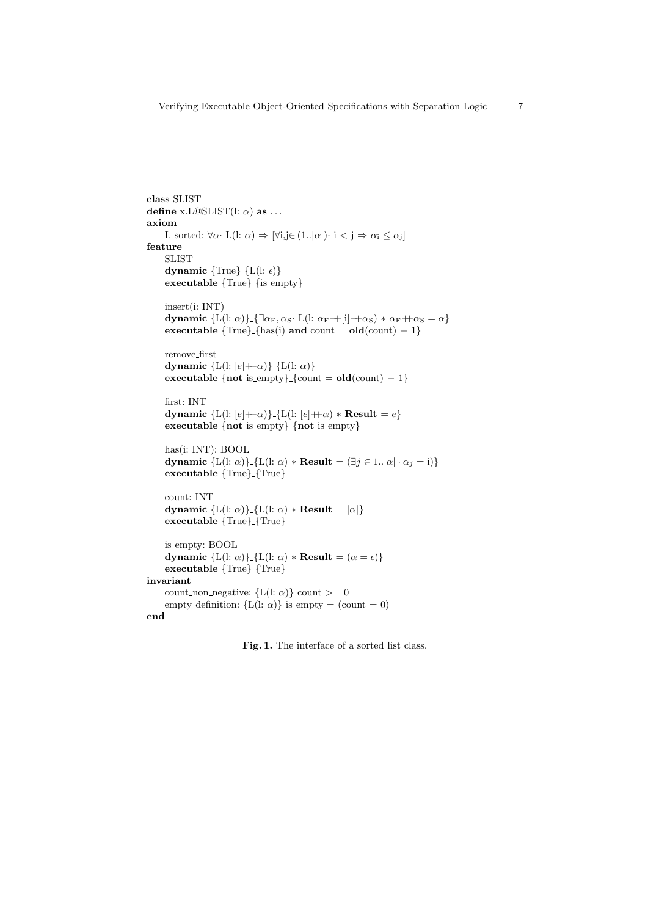```
class SLIST
define x.L@SLIST(l: α) as ...
axiom
    L_sorted: ∀α· L(l: α) ⇒ [∀i,j∈(1..|α|)· i < j ⇒ α_i ≤ α_j]
feature
    SLIST
    dynamic {True}_{L(l: ε)}
    executable {True}_{is_empty}

    insert(i: INT)
    dynamic {L(l: α)}_{∃α_F, α_S· L(l: α_F ++ [i] ++ α_S) ∗ α_F ++ α_S = α}
    executable {True}_{has(i) and count = old(count) + 1}

    remove_first
    dynamic {L(l: [e] ++ α)}_{L(l: α)}
    executable {not is_empty}_{count = old(count) − 1}

    first: INT
    dynamic {L(l: [e] ++ α)}_{L(l: [e] ++ α) ∗ Result = e}
    executable {not is_empty}_{not is_empty}

    has(i: INT): BOOL
    dynamic {L(l: α)}_{L(l: α) ∗ Result = (∃j ∈ 1..|α| · α_j = i)}
    executable {True}_{True}

    count: INT
    dynamic {L(l: α)}_{L(l: α) ∗ Result = |α|}
    executable {True}_{True}

    is_empty: BOOL
    dynamic {L(l: α)}_{L(l: α) ∗ Result = (α = ε)}
    executable {True}_{True}
invariant
    count_non_negative: {L(l: α)} count >= 0
    empty_definition: {L(l: α)} is_empty = (count = 0)
end
```

**Fig. 1.** The interface of a sorted list class.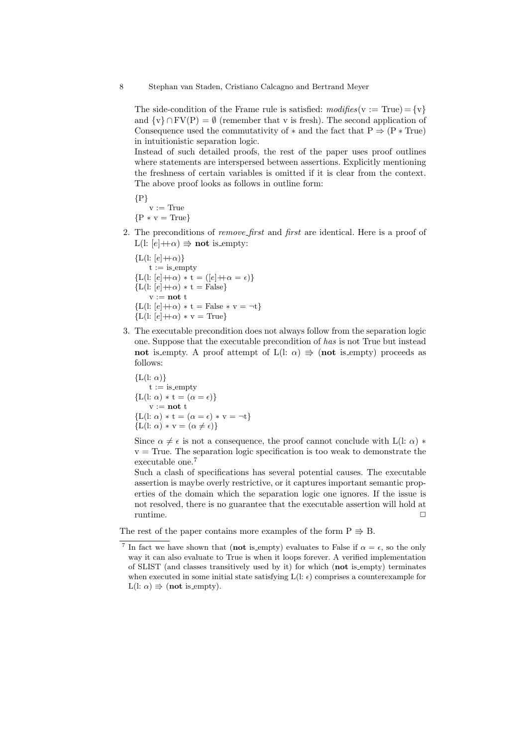The side-condition of the Frame rule is satisfied: *modifies*(v := True) = {v} and $\{v\} \cap \mathrm{FV}(P) = \emptyset$ (remember that v is fresh). The second application of Consequence used the commutativity of $*$ and the fact that $P \Rightarrow (P * \mathrm{True})$ in intuitionistic separation logic.

Instead of such detailed proofs, the rest of the paper uses proof outlines where statements are interspersed between assertions. Explicitly mentioning the freshness of certain variables is omitted if it is clear from the context. The above proof looks as follows in outline form:

{P}
  v := True
{P $*$ v = True}

2. The preconditions of *remove_first* and *first* are identical. Here is a proof of L(l: $[e]{+\!\!+}\alpha$) $\Rrightarrow$ **not** is_empty:

   {L(l: $[e]{+\!\!+}\alpha$)}
     t := is_empty
   {L(l: $[e]{+\!\!+}\alpha$) $*$ t = ($[e]{+\!\!+}\alpha = \epsilon$)}
   {L(l: $[e]{+\!\!+}\alpha$) $*$ t = False}
     v := **not** t
   {L(l: $[e]{+\!\!+}\alpha$) $*$ t = False $*$ v = $\neg$t}
   {L(l: $[e]{+\!\!+}\alpha$) $*$ v = True}

3. The executable precondition does not always follow from the separation logic one. Suppose that the executable precondition of *has* is not True but instead **not** is_empty. A proof attempt of L(l: $\alpha$) $\Rrightarrow$ (**not** is_empty) proceeds as follows:

   {L(l: $\alpha$)}
     t := is_empty
   {L(l: $\alpha$) $*$ t = ($\alpha = \epsilon$)}
     v := **not** t
   {L(l: $\alpha$) $*$ t = ($\alpha = \epsilon$) $*$ v = $\neg$t}
   {L(l: $\alpha$) $*$ v = ($\alpha \neq \epsilon$)}

   Since $\alpha \neq \epsilon$ is not a consequence, the proof cannot conclude with L(l: $\alpha$) $*$ v = True. The separation logic specification is too weak to demonstrate the executable one.[7]

   Such a clash of specifications has several potential causes. The executable assertion is maybe overly restrictive, or it captures important semantic properties of the domain which the separation logic one ignores. If the issue is not resolved, there is no guarantee that the executable assertion will hold at runtime. □

The rest of the paper contains more examples of the form P $\Rrightarrow$ B.

[7] In fact we have shown that (**not** is_empty) evaluates to False if $\alpha = \epsilon$, so the only way it can also evaluate to True is when it loops forever. A verified implementation of SLIST (and classes transitively used by it) for which (**not** is_empty) terminates when executed in some initial state satisfying L(l: $\epsilon$) comprises a counterexample for L(l: $\alpha$) $\Rrightarrow$ (**not** is_empty).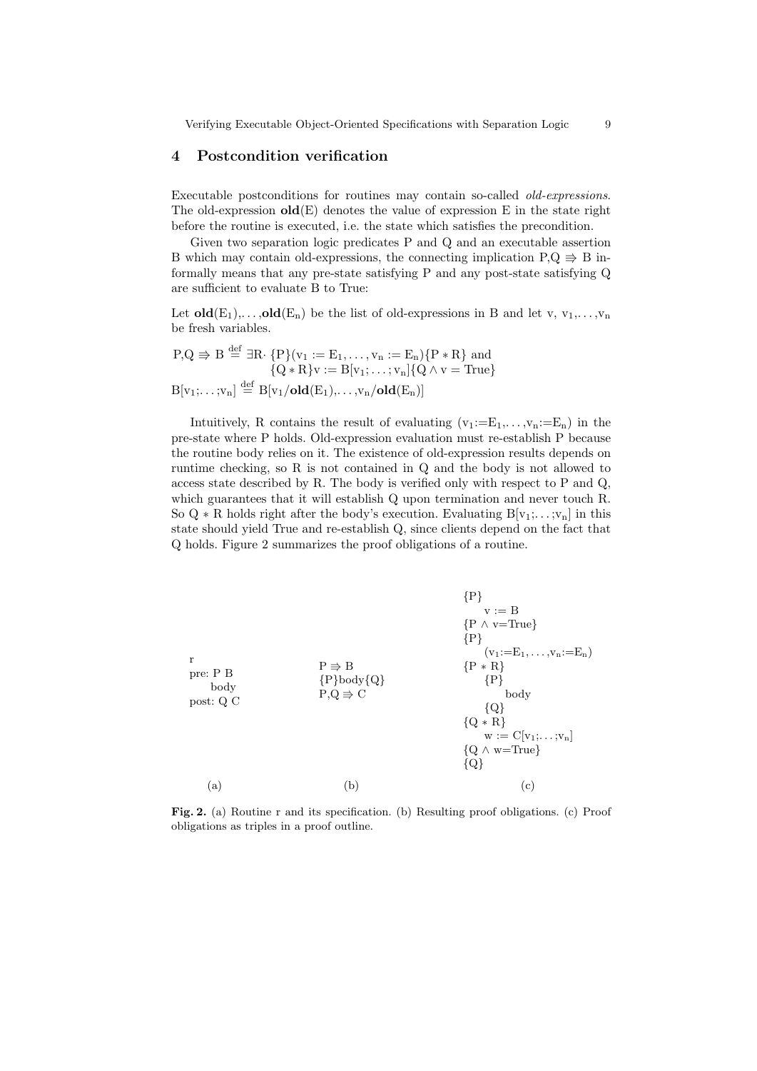## 4 Postcondition verification

Executable postconditions for routines may contain so-called *old-expressions*. The old-expression **old**(E) denotes the value of expression E in the state right before the routine is executed, i.e. the state which satisfies the precondition.

Given two separation logic predicates P and Q and an executable assertion B which may contain old-expressions, the connecting implication $P,Q \Rrightarrow B$ informally means that any pre-state satisfying P and any post-state satisfying Q are sufficient to evaluate B to True:

Let $\mathbf{old}(E_1),\ldots,\mathbf{old}(E_n)$ be the list of old-expressions in B and let v, $v_1,\ldots,v_n$ be fresh variables.

$$P,Q \Rrightarrow B \stackrel{\text{def}}{=} \exists R\cdot \{P\}(v_1 := E_1, \ldots, v_n := E_n)\{P * R\} \text{ and } \{Q * R\}v := B[v_1; \ldots ; v_n]\{Q \wedge v = \text{True}\}$$

$$B[v_1;\ldots;v_n] \stackrel{\text{def}}{=} B[v_1/\mathbf{old}(E_1),\ldots,v_n/\mathbf{old}(E_n)]$$

Intuitively, R contains the result of evaluating $(v_1{:=}E_1,\ldots,v_n{:=}E_n)$ in the pre-state where P holds. Old-expression evaluation must re-establish P because the routine body relies on it. The existence of old-expression results depends on runtime checking, so R is not contained in Q and the body is not allowed to access state described by R. The body is verified only with respect to P and Q, which guarantees that it will establish Q upon termination and never touch R. So $Q * R$ holds right after the body's execution. Evaluating $B[v_1;\ldots;v_n]$ in this state should yield True and re-establish Q, since clients depend on the fact that Q holds. Figure 2 summarizes the proof obligations of a routine.

(a)
```
r
pre: P B
    body
post: Q C
```

(b)

$P \Rrightarrow B$
$\{P\}\text{body}\{Q\}$
$P,Q \Rrightarrow C$

(c)
```
{P}
    v := B
{P ∧ v=True}
{P}
    (v1:=E1, ..., vn:=En)
{P ∗ R}
    {P}
        body
    {Q}
{Q ∗ R}
    w := C[v1;...;vn]
{Q ∧ w=True}
{Q}
```

**Fig. 2.** (a) Routine r and its specification. (b) Resulting proof obligations. (c) Proof obligations as triples in a proof outline.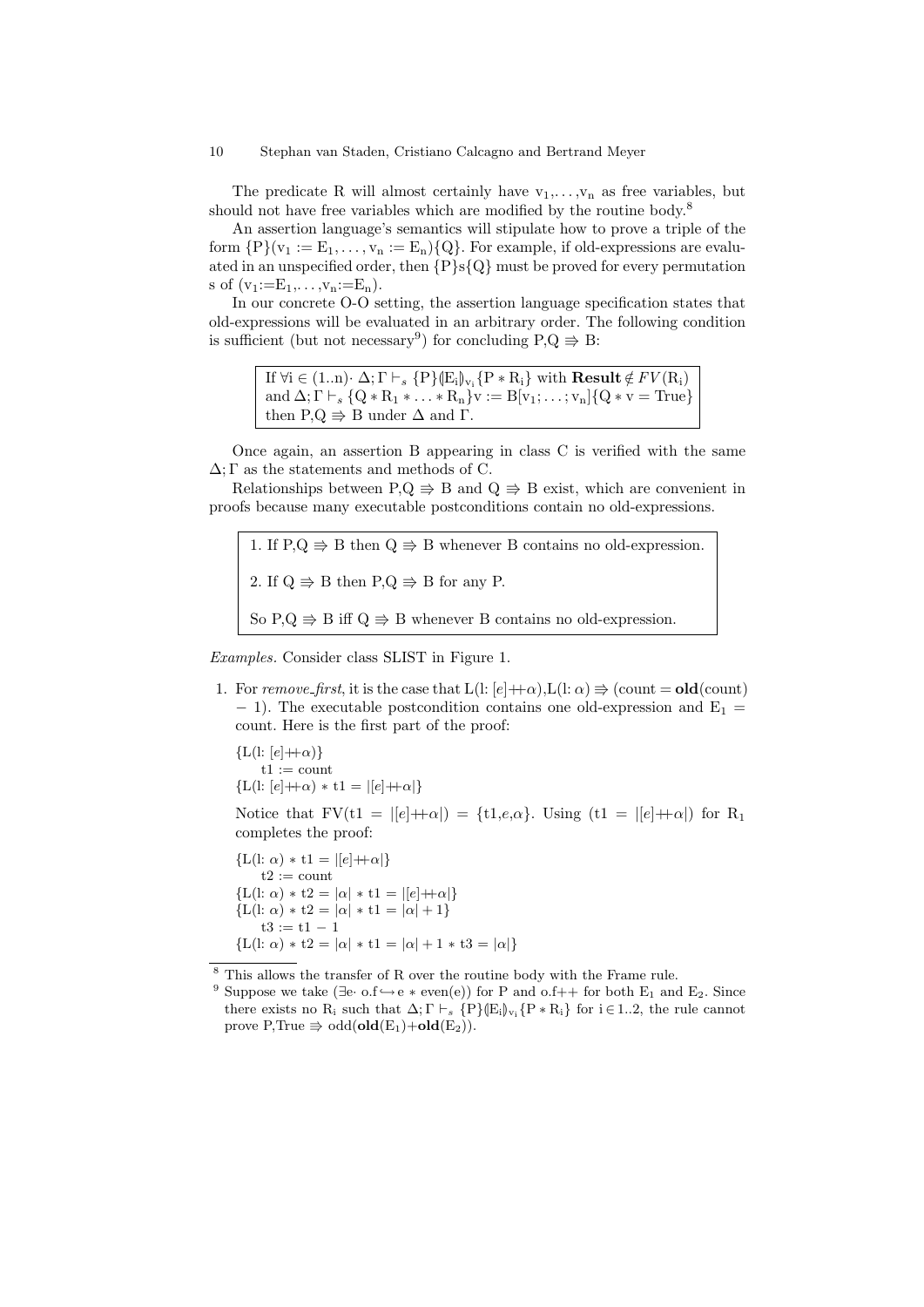The predicate R will almost certainly have $v_1, \ldots, v_n$ as free variables, but should not have free variables which are modified by the routine body.[8]

An assertion language's semantics will still stipulate how to prove a triple of the form $\{P\}(v_1 := E_1, \ldots, v_n := E_n)\{Q\}$. For example, if old-expressions are evaluated in an unspecified order, then $\{P\}s\{Q\}$ must be proved for every permutation s of $(v_1{:=}E_1, \ldots, v_n{:=}E_n)$.

In our concrete O-O setting, the assertion language specification states that old-expressions will be evaluated in an arbitrary order. The following condition is sufficient (but not necessary[9]) for concluding $P,Q \Rrightarrow B$:

> If $\forall i \in (1..n) \cdot \Delta;\Gamma \vdash_s \{P\}(\!|E_i|\!)_{v_i}\{P * R_i\}$ with $\mathbf{Result} \notin FV(R_i)$
> and $\Delta;\Gamma \vdash_s \{Q * R_1 * \ldots * R_n\}v := B[v_1;\ldots;v_n]\{Q * v = \mathrm{True}\}$
> then $P,Q \Rrightarrow B$ under $\Delta$ and $\Gamma$.

Once again, an assertion B appearing in class C is verified with the same $\Delta;\Gamma$ as the statements and methods of C.

Relationships between $P,Q \Rrightarrow B$ and $Q \Rrightarrow B$ exist, which are convenient in proofs because many executable postconditions contain no old-expressions.

> 1. If $P,Q \Rrightarrow B$ then $Q \Rrightarrow B$ whenever B contains no old-expression.
>
> 2. If $Q \Rrightarrow B$ then $P,Q \Rrightarrow B$ for any P.
>
> So $P,Q \Rrightarrow B$ iff $Q \Rrightarrow B$ whenever B contains no old-expression.

*Examples.* Consider class SLIST in Figure 1.

1. For *remove_first*, it is the case that $L(l{:}\ [e]{+\!\!+}\alpha), L(l{:}\ \alpha) \Rrightarrow (\mathrm{count} = \mathbf{old}(\mathrm{count}) - 1)$. The executable postcondition contains one old-expression and $E_1$ = count. Here is the first part of the proof:

   $\{L(l{:}\ [e]{+\!\!+}\alpha)\}$
   $\quad t1 := \mathrm{count}$
   $\{L(l{:}\ [e]{+\!\!+}\alpha) * t1 = |[e]{+\!\!+}\alpha|\}$

   Notice that $FV(t1 = |[e]{+\!\!+}\alpha|) = \{t1, e, \alpha\}$. Using $(t1 = |[e]{+\!\!+}\alpha|)$ for $R_1$ completes the proof:

   $\{L(l{:}\ \alpha) * t1 = |[e]{+\!\!+}\alpha|\}$
   $\quad t2 := \mathrm{count}$
   $\{L(l{:}\ \alpha) * t2 = |\alpha| * t1 = |[e]{+\!\!+}\alpha|\}$
   $\{L(l{:}\ \alpha) * t2 = |\alpha| * t1 = |\alpha| + 1\}$
   $\quad t3 := t1 - 1$
   $\{L(l{:}\ \alpha) * t2 = |\alpha| * t1 = |\alpha| + 1 * t3 = |\alpha|\}$

---

[8] This allows the transfer of R over the routine body with the Frame rule.

[9] Suppose we take $(\exists e \cdot o.f \hookrightarrow e * \mathrm{even}(e))$ for P and o.f++ for both $E_1$ and $E_2$. Since there exists no $R_i$ such that $\Delta;\Gamma \vdash_s \{P\}(\!|E_i|\!)_{v_i}\{P * R_i\}$ for $i \in 1..2$, the rule cannot prove $P,\mathrm{True} \Rrightarrow \mathrm{odd}(\mathbf{old}(E_1) + \mathbf{old}(E_2))$.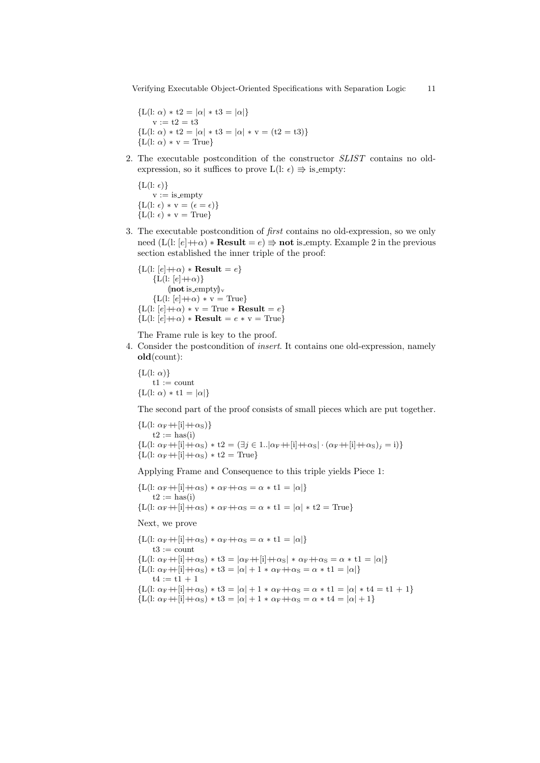$\{\text{L(l: }\alpha) * \text{t2} = |\alpha| * \text{t3} = |\alpha|\}$
$\quad\text{v} := \text{t2} = \text{t3}$
$\{\text{L(l: }\alpha) * \text{t2} = |\alpha| * \text{t3} = |\alpha| * \text{v} = (\text{t2} = \text{t3})\}$
$\{\text{L(l: }\alpha) * \text{v} = \text{True}\}$

2. The executable postcondition of the constructor *SLIST* contains no old-expression, so it suffices to prove $\text{L(l: }\epsilon) \Rrightarrow \text{is\_empty}$:

   $\{\text{L(l: }\epsilon)\}$
   $\quad\text{v} := \text{is\_empty}$
   $\{\text{L(l: }\epsilon) * \text{v} = (\epsilon = \epsilon)\}$
   $\{\text{L(l: }\epsilon) * \text{v} = \text{True}\}$

3. The executable postcondition of *first* contains no old-expression, so we only need $(\text{L(l: }[e]{+\!\!+}\alpha) * \textbf{Result} = e) \Rrightarrow \textbf{not}\ \text{is\_empty}$. Example 2 in the previous section established the inner triple of the proof:

   $\{\text{L(l: }[e]{+\!\!+}\alpha) * \textbf{Result} = e\}$
   $\quad\{\text{L(l: }[e]{+\!\!+}\alpha)\}$
   $\quad\quad(\!|\textbf{not}\ \text{is\_empty}|\!)_{\text{v}}$
   $\quad\{\text{L(l: }[e]{+\!\!+}\alpha) * \text{v} = \text{True}\}$
   $\{\text{L(l: }[e]{+\!\!+}\alpha) * \text{v} = \text{True} * \textbf{Result} = e\}$
   $\{\text{L(l: }[e]{+\!\!+}\alpha) * \textbf{Result} = e * \text{v} = \text{True}\}$

   The Frame rule is key to the proof.

4. Consider the postcondition of *insert*. It contains one old-expression, namely **old**(count):

   $\{\text{L(l: }\alpha)\}$
   $\quad\text{t1} := \text{count}$
   $\{\text{L(l: }\alpha) * \text{t1} = |\alpha|\}$

   The second part of the proof consists of small pieces which are put together.

   $\{\text{L(l: }\alpha_{\text{F}}{+\!\!+}[\text{i}]{+\!\!+}\alpha_{\text{S}})\}$
   $\quad\text{t2} := \text{has(i)}$
   $\{\text{L(l: }\alpha_{\text{F}}{+\!\!+}[\text{i}]{+\!\!+}\alpha_{\text{S}}) * \text{t2} = (\exists j \in 1..|\alpha_{\text{F}}{+\!\!+}[\text{i}]{+\!\!+}\alpha_{\text{S}}| \cdot (\alpha_{\text{F}}{+\!\!+}[\text{i}]{+\!\!+}\alpha_{\text{S}})_j = \text{i})\}$
   $\{\text{L(l: }\alpha_{\text{F}}{+\!\!+}[\text{i}]{+\!\!+}\alpha_{\text{S}}) * \text{t2} = \text{True}\}$

   Applying Frame and Consequence to this triple yields Piece 1:

   $\{\text{L(l: }\alpha_{\text{F}}{+\!\!+}[\text{i}]{+\!\!+}\alpha_{\text{S}}) * \alpha_{\text{F}}{+\!\!+}\alpha_{\text{S}} = \alpha * \text{t1} = |\alpha|\}$
   $\quad\text{t2} := \text{has(i)}$
   $\{\text{L(l: }\alpha_{\text{F}}{+\!\!+}[\text{i}]{+\!\!+}\alpha_{\text{S}}) * \alpha_{\text{F}}{+\!\!+}\alpha_{\text{S}} = \alpha * \text{t1} = |\alpha| * \text{t2} = \text{True}\}$

   Next, we prove

   $\{\text{L(l: }\alpha_{\text{F}}{+\!\!+}[\text{i}]{+\!\!+}\alpha_{\text{S}}) * \alpha_{\text{F}}{+\!\!+}\alpha_{\text{S}} = \alpha * \text{t1} = |\alpha|\}$
   $\quad\text{t3} := \text{count}$
   $\{\text{L(l: }\alpha_{\text{F}}{+\!\!+}[\text{i}]{+\!\!+}\alpha_{\text{S}}) * \text{t3} = |\alpha_{\text{F}}{+\!\!+}[\text{i}]{+\!\!+}\alpha_{\text{S}}| * \alpha_{\text{F}}{+\!\!+}\alpha_{\text{S}} = \alpha * \text{t1} = |\alpha|\}$
   $\{\text{L(l: }\alpha_{\text{F}}{+\!\!+}[\text{i}]{+\!\!+}\alpha_{\text{S}}) * \text{t3} = |\alpha| + 1 * \alpha_{\text{F}}{+\!\!+}\alpha_{\text{S}} = \alpha * \text{t1} = |\alpha|\}$
   $\quad\text{t4} := \text{t1} + 1$
   $\{\text{L(l: }\alpha_{\text{F}}{+\!\!+}[\text{i}]{+\!\!+}\alpha_{\text{S}}) * \text{t3} = |\alpha| + 1 * \alpha_{\text{F}}{+\!\!+}\alpha_{\text{S}} = \alpha * \text{t1} = |\alpha| * \text{t4} = \text{t1} + 1\}$
   $\{\text{L(l: }\alpha_{\text{F}}{+\!\!+}[\text{i}]{+\!\!+}\alpha_{\text{S}}) * \text{t3} = |\alpha| + 1 * \alpha_{\text{F}}{+\!\!+}\alpha_{\text{S}} = \alpha * \text{t4} = |\alpha| + 1\}$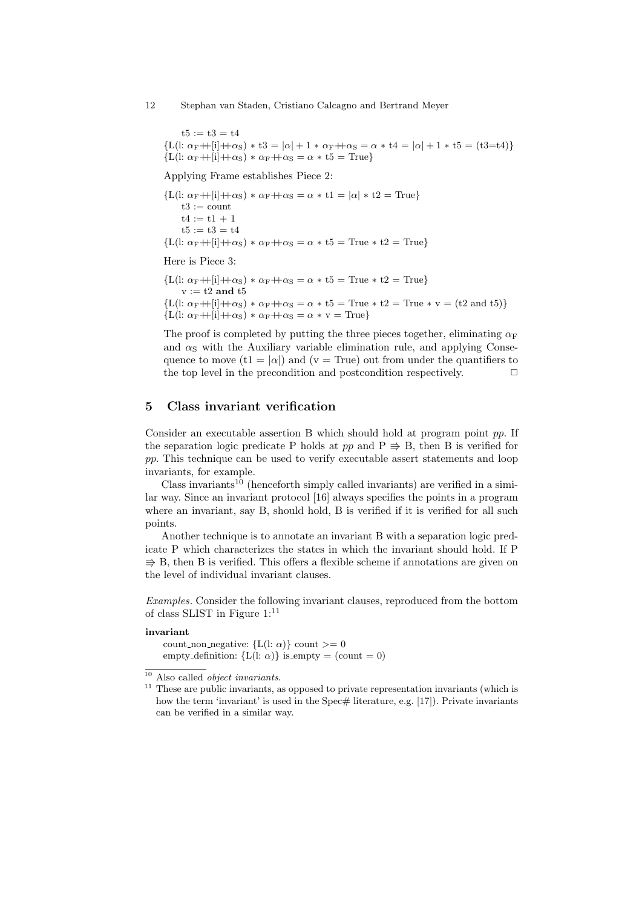t5 := t3 = t4
{L(l: $\alpha_F$ ++[i]++$\alpha_S$) * t3 = $|\alpha|$ + 1 * $\alpha_F$++$\alpha_S$ = $\alpha$ * t4 = $|\alpha|$ + 1 * t5 = (t3=t4)}
{L(l: $\alpha_F$ ++[i]++$\alpha_S$) * $\alpha_F$++$\alpha_S$ = $\alpha$ * t5 = True}

Applying Frame establishes Piece 2:

{L(l: $\alpha_F$ ++[i]++$\alpha_S$) * $\alpha_F$++$\alpha_S$ = $\alpha$ * t1 = $|\alpha|$ * t2 = True}
t3 := count
t4 := t1 + 1
t5 := t3 = t4
{L(l: $\alpha_F$ ++[i]++$\alpha_S$) * $\alpha_F$++$\alpha_S$ = $\alpha$ * t5 = True * t2 = True}

Here is Piece 3:

{L(l: $\alpha_F$ ++[i]++$\alpha_S$) * $\alpha_F$++$\alpha_S$ = $\alpha$ * t5 = True * t2 = True}
v := t2 **and** t5
{L(l: $\alpha_F$ ++[i]++$\alpha_S$) * $\alpha_F$++$\alpha_S$ = $\alpha$ * t5 = True * t2 = True * v = (t2 and t5)}
{L(l: $\alpha_F$ ++[i]++$\alpha_S$) * $\alpha_F$++$\alpha_S$ = $\alpha$ * v = True}

The proof is completed by putting the three pieces together, eliminating $\alpha_F$ and $\alpha_S$ with the Auxiliary variable elimination rule, and applying Consequence to move (t1 = $|\alpha|$) and (v = True) out from under the quantifiers to the top level in the precondition and postcondition respectively. □

## 5 Class invariant verification

Consider an executable assertion B which should hold at program point *pp*. If the separation logic predicate P holds at *pp* and P $\Rrightarrow$ B, then B is verified for *pp*. This technique can be used to verify executable assert statements and loop invariants, for example.

Class invariants[10] (henceforth simply called invariants) are verified in a similar way. Since an invariant protocol [16] always specifies the points in a program where an invariant, say B, should hold, B is verified if it is verified for all such points.

Another technique is to annotate an invariant B with a separation logic predicate P which characterizes the states in which the invariant should hold. If P $\Rrightarrow$ B, then B is verified. This offers a flexible scheme if annotations are given on the level of individual invariant clauses.

*Examples.* Consider the following invariant clauses, reproduced from the bottom of class SLIST in Figure 1:[11]

**invariant**
count_non_negative: {L(l: $\alpha$)} count >= 0
empty_definition: {L(l: $\alpha$)} is_empty = (count = 0)

[10] Also called *object invariants*.

[11] These are public invariants, as opposed to private representation invariants (which is how the term 'invariant' is used in the Spec# literature, e.g. [17]). Private invariants can be verified in a similar way.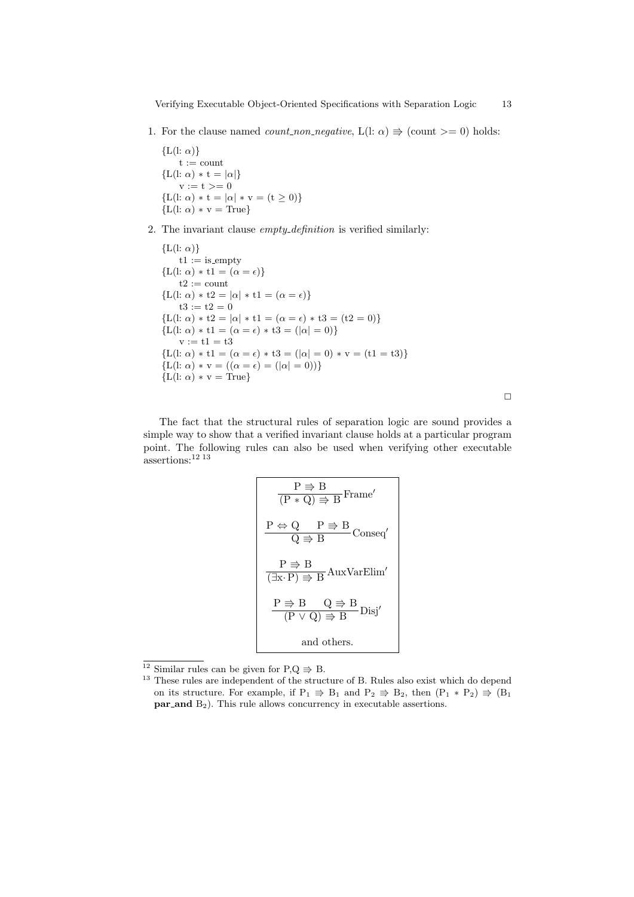1. For the clause named *count_non_negative*, $L(l\colon \alpha) \Rrightarrow (\text{count} >= 0)$ holds:

   $\{L(l\colon \alpha)\}$
   $\quad t := \text{count}$
   $\{L(l\colon \alpha) * t = |\alpha|\}$
   $\quad v := t >= 0$
   $\{L(l\colon \alpha) * t = |\alpha| * v = (t \geq 0)\}$
   $\{L(l\colon \alpha) * v = \text{True}\}$

2. The invariant clause *empty_definition* is verified similarly:

   $\{L(l\colon \alpha)\}$
   $\quad t1 := \text{is\_empty}$
   $\{L(l\colon \alpha) * t1 = (\alpha = \epsilon)\}$
   $\quad t2 := \text{count}$
   $\{L(l\colon \alpha) * t2 = |\alpha| * t1 = (\alpha = \epsilon)\}$
   $\quad t3 := t2 = 0$
   $\{L(l\colon \alpha) * t2 = |\alpha| * t1 = (\alpha = \epsilon) * t3 = (t2 = 0)\}$
   $\{L(l\colon \alpha) * t1 = (\alpha = \epsilon) * t3 = (|\alpha| = 0)\}$
   $\quad v := t1 = t3$
   $\{L(l\colon \alpha) * t1 = (\alpha = \epsilon) * t3 = (|\alpha| = 0) * v = (t1 = t3)\}$
   $\{L(l\colon \alpha) * v = ((\alpha = \epsilon) = (|\alpha| = 0))\}$
   $\{L(l\colon \alpha) * v = \text{True}\}$

□

The fact that the structural rules of separation logic are sound provides a simple way to show that a verified invariant clause holds at a particular program point. The following rules can also be used when verifying other executable assertions:[12] [13]

$$\frac{P \Rrightarrow B}{(P * Q) \Rrightarrow B}\text{Frame}'$$

$$\frac{P \Leftrightarrow Q \qquad P \Rrightarrow B}{Q \Rrightarrow B}\text{Conseq}'$$

$$\frac{P \Rrightarrow B}{(\exists x \cdot P) \Rrightarrow B}\text{AuxVarElim}'$$

$$\frac{P \Rrightarrow B \qquad Q \Rrightarrow B}{(P \vee Q) \Rrightarrow B}\text{Disj}'$$

and others.

---

[12] Similar rules can be given for $P,Q \Rrightarrow B$.

[13] These rules are independent of the structure of B. Rules also exist which do depend on its structure. For example, if $P_1 \Rrightarrow B_1$ and $P_2 \Rrightarrow B_2$, then $(P_1 * P_2) \Rrightarrow (B_1$ **par_and** $B_2)$. This rule allows concurrency in executable assertions.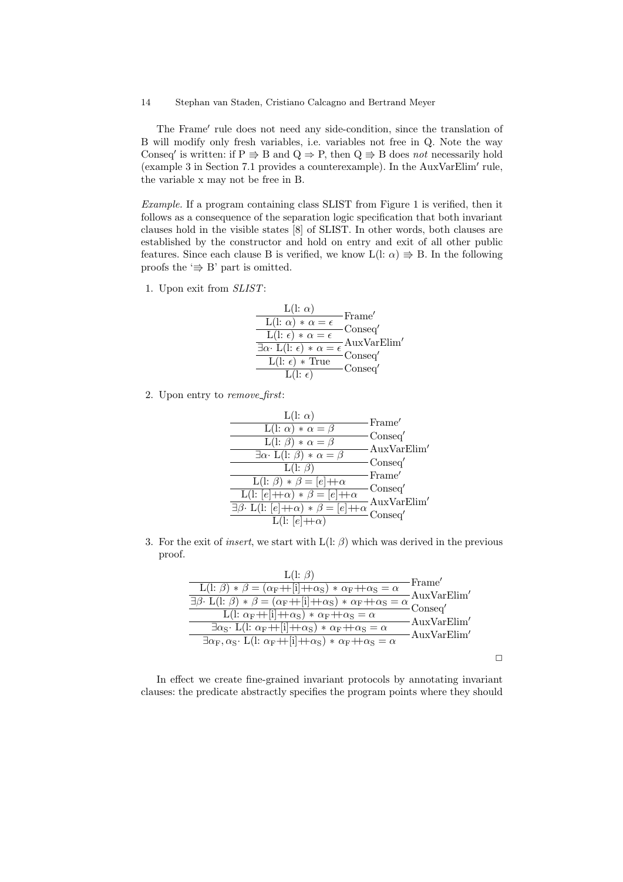The Frame′ rule does not need any side-condition, since the translation of B will modify only fresh variables, i.e. variables not free in Q. Note the way Conseq′ is written: if $\mathrm{P} \Rrightarrow \mathrm{B}$ and $\mathrm{Q} \Rightarrow \mathrm{P}$, then $\mathrm{Q} \Rrightarrow \mathrm{B}$ does *not* necessarily hold (example 3 in Section 7.1 provides a counterexample). In the AuxVarElim′ rule, the variable x may not be free in B.

*Example.* If a program containing class SLIST from Figure 1 is verified, then it follows as a consequence of the separation logic specification that both invariant clauses hold in the visible states [8] of SLIST. In other words, both clauses are established by the constructor and hold on entry and exit of all other public features. Since each clause B is verified, we know $\mathrm{L(l{:}\ \alpha)} \Rrightarrow \mathrm{B}$. In the following proofs the '$\Rrightarrow$ B' part is omitted.

1. Upon exit from *SLIST*:

$$
\dfrac{\dfrac{\dfrac{\dfrac{\dfrac{\mathrm{L(l{:}\ \alpha)}}{\mathrm{L(l{:}\ \alpha)} * \alpha = \epsilon}\,\mathrm{Frame'}}{\mathrm{L(l{:}\ \epsilon)} * \alpha = \epsilon}\,\mathrm{Conseq'}}{\exists\alpha \cdot \mathrm{L(l{:}\ \epsilon)} * \alpha = \epsilon}\,\mathrm{AuxVarElim'}}{\mathrm{L(l{:}\ \epsilon)} * \mathrm{True}}\,\mathrm{Conseq'}
$$
$$
\dfrac{\mathrm{L(l{:}\ \epsilon)} * \mathrm{True}}{\mathrm{L(l{:}\ \epsilon)}}\,\mathrm{Conseq'}
$$

2. Upon entry to *remove_first*:

$$
\dfrac{\mathrm{L(l{:}\ \alpha)}}{\mathrm{L(l{:}\ \alpha)} * \alpha = \beta}\,\mathrm{Frame'}
\quad
\dfrac{\mathrm{L(l{:}\ \alpha)} * \alpha = \beta}{\mathrm{L(l{:}\ \beta)} * \alpha = \beta}\,\mathrm{Conseq'}
\quad
\dfrac{\mathrm{L(l{:}\ \beta)} * \alpha = \beta}{\exists\alpha \cdot \mathrm{L(l{:}\ \beta)} * \alpha = \beta}\,\mathrm{AuxVarElim'}
\quad
\dfrac{\exists\alpha \cdot \mathrm{L(l{:}\ \beta)} * \alpha = \beta}{\mathrm{L(l{:}\ \beta)}}\,\mathrm{Conseq'}
$$
$$
\dfrac{\mathrm{L(l{:}\ \beta)}}{\mathrm{L(l{:}\ \beta)} * \beta = [e] +\!\!+ \alpha}\,\mathrm{Frame'}
\quad
\dfrac{\mathrm{L(l{:}\ \beta)} * \beta = [e] +\!\!+ \alpha}{\mathrm{L(l{:}\ [e] +\!\!+ \alpha)} * \beta = [e] +\!\!+ \alpha}\,\mathrm{Conseq'}
$$
$$
\dfrac{\mathrm{L(l{:}\ [e] +\!\!+ \alpha)} * \beta = [e] +\!\!+ \alpha}{\exists\beta \cdot \mathrm{L(l{:}\ [e] +\!\!+ \alpha)} * \beta = [e] +\!\!+ \alpha}\,\mathrm{AuxVarElim'}
\quad
\dfrac{\exists\beta \cdot \mathrm{L(l{:}\ [e] +\!\!+ \alpha)} * \beta = [e] +\!\!+ \alpha}{\mathrm{L(l{:}\ [e] +\!\!+ \alpha)}}\,\mathrm{Conseq'}
$$

3. For the exit of *insert*, we start with $\mathrm{L(l{:}\ \beta)}$ which was derived in the previous proof.

$$
\dfrac{\mathrm{L(l{:}\ \beta)}}{\mathrm{L(l{:}\ \beta)} * \beta = (\alpha_{\mathrm{F}} +\!\!+ [\mathrm{i}] +\!\!+ \alpha_{\mathrm{S}}) * \alpha_{\mathrm{F}} +\!\!+ \alpha_{\mathrm{S}} = \alpha}\,\mathrm{Frame'}
$$
$$
\dfrac{\mathrm{L(l{:}\ \beta)} * \beta = (\alpha_{\mathrm{F}} +\!\!+ [\mathrm{i}] +\!\!+ \alpha_{\mathrm{S}}) * \alpha_{\mathrm{F}} +\!\!+ \alpha_{\mathrm{S}} = \alpha}{\exists\beta \cdot \mathrm{L(l{:}\ \beta)} * \beta = (\alpha_{\mathrm{F}} +\!\!+ [\mathrm{i}] +\!\!+ \alpha_{\mathrm{S}}) * \alpha_{\mathrm{F}} +\!\!+ \alpha_{\mathrm{S}} = \alpha}\,\mathrm{AuxVarElim'}
$$
$$
\dfrac{\exists\beta \cdot \mathrm{L(l{:}\ \beta)} * \beta = (\alpha_{\mathrm{F}} +\!\!+ [\mathrm{i}] +\!\!+ \alpha_{\mathrm{S}}) * \alpha_{\mathrm{F}} +\!\!+ \alpha_{\mathrm{S}} = \alpha}{\mathrm{L(l{:}\ \alpha_{\mathrm{F}} +\!\!+ [\mathrm{i}] +\!\!+ \alpha_{\mathrm{S}})} * \alpha_{\mathrm{F}} +\!\!+ \alpha_{\mathrm{S}} = \alpha}\,\mathrm{Conseq'}
$$
$$
\dfrac{\mathrm{L(l{:}\ \alpha_{\mathrm{F}} +\!\!+ [\mathrm{i}] +\!\!+ \alpha_{\mathrm{S}})} * \alpha_{\mathrm{F}} +\!\!+ \alpha_{\mathrm{S}} = \alpha}{\exists\alpha_{\mathrm{S}} \cdot \mathrm{L(l{:}\ \alpha_{\mathrm{F}} +\!\!+ [\mathrm{i}] +\!\!+ \alpha_{\mathrm{S}})} * \alpha_{\mathrm{F}} +\!\!+ \alpha_{\mathrm{S}} = \alpha}\,\mathrm{AuxVarElim'}
$$
$$
\dfrac{\exists\alpha_{\mathrm{S}} \cdot \mathrm{L(l{:}\ \alpha_{\mathrm{F}} +\!\!+ [\mathrm{i}] +\!\!+ \alpha_{\mathrm{S}})} * \alpha_{\mathrm{F}} +\!\!+ \alpha_{\mathrm{S}} = \alpha}{\exists\alpha_{\mathrm{F}}, \alpha_{\mathrm{S}} \cdot \mathrm{L(l{:}\ \alpha_{\mathrm{F}} +\!\!+ [\mathrm{i}] +\!\!+ \alpha_{\mathrm{S}})} * \alpha_{\mathrm{F}} +\!\!+ \alpha_{\mathrm{S}} = \alpha}\,\mathrm{AuxVarElim'}
$$

□

In effect we create fine-grained invariant protocols by annotating invariant clauses: the predicate abstractly specifies the program points where they should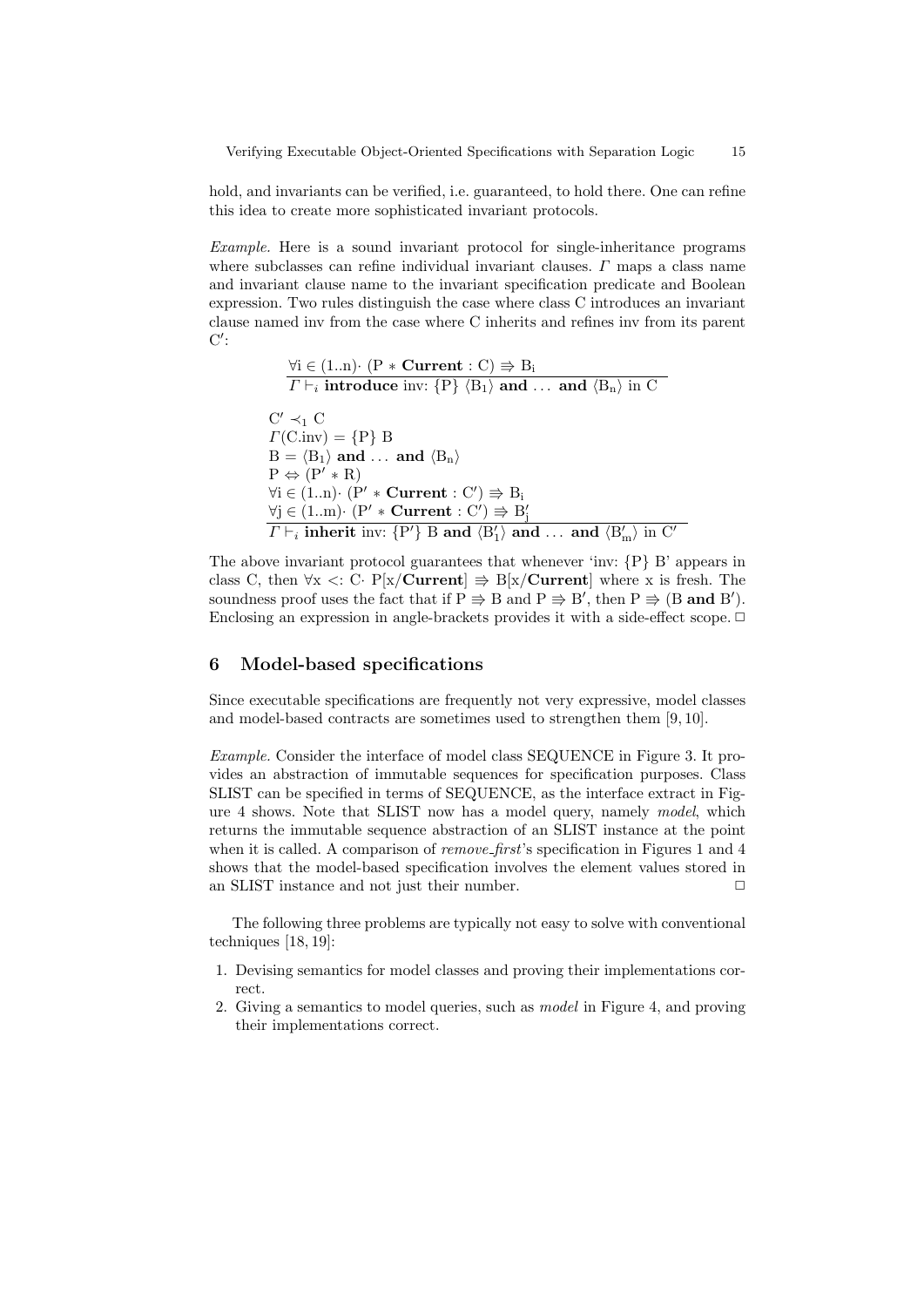hold, and invariants can be verified, i.e. guaranteed, to hold there. One can refine this idea to create more sophisticated invariant protocols.

*Example.* Here is a sound invariant protocol for single-inheritance programs where subclasses can refine individual invariant clauses. $\Gamma$ maps a class name and invariant clause name to the invariant specification predicate and Boolean expression. Two rules distinguish the case where class C introduces an invariant clause named inv from the case where C inherits and refines inv from its parent C′:

$$\frac{\forall \mathrm{i} \in (1..\mathrm{n})\cdot\ (\mathrm{P} * \mathbf{Current} : \mathrm{C}) \Rrightarrow \mathrm{B_i}}{\Gamma \vdash_i \mathbf{introduce}\ \mathrm{inv}\text{: } \{\mathrm{P}\}\ \langle \mathrm{B_1} \rangle\ \mathbf{and}\ \ldots\ \mathbf{and}\ \langle \mathrm{B_n} \rangle\ \mathrm{in}\ \mathrm{C}}$$

$$\frac{\begin{array}{l} \mathrm{C'} \prec_1 \mathrm{C} \\ \Gamma(\mathrm{C.inv}) = \{\mathrm{P}\}\ \mathrm{B} \\ \mathrm{B} = \langle \mathrm{B_1} \rangle\ \mathbf{and}\ \ldots\ \mathbf{and}\ \langle \mathrm{B_n} \rangle \\ \mathrm{P} \Leftrightarrow (\mathrm{P'} * \mathrm{R}) \\ \forall \mathrm{i} \in (1..\mathrm{n})\cdot\ (\mathrm{P'} * \mathbf{Current} : \mathrm{C'}) \Rrightarrow \mathrm{B_i} \\ \forall \mathrm{j} \in (1..\mathrm{m})\cdot\ (\mathrm{P'} * \mathbf{Current} : \mathrm{C'}) \Rrightarrow \mathrm{B'_j} \end{array}}{\Gamma \vdash_i \mathbf{inherit}\ \mathrm{inv}\text{: } \{\mathrm{P'}\}\ \mathrm{B}\ \mathbf{and}\ \langle \mathrm{B'_1} \rangle\ \mathbf{and}\ \ldots\ \mathbf{and}\ \langle \mathrm{B'_m} \rangle\ \mathrm{in}\ \mathrm{C'}}$$

The above invariant protocol guarantees that whenever 'inv: {P} B' appears in class C, then $\forall \mathrm{x} <: \mathrm{C}\cdot\ \mathrm{P}[\mathrm{x}/\mathbf{Current}] \Rrightarrow \mathrm{B}[\mathrm{x}/\mathbf{Current}]$ where x is fresh. The soundness proof uses the fact that if $\mathrm{P} \Rrightarrow \mathrm{B}$ and $\mathrm{P} \Rrightarrow \mathrm{B'}$, then $\mathrm{P} \Rrightarrow (\mathrm{B}\ \mathbf{and}\ \mathrm{B'})$. Enclosing an expression in angle-brackets provides it with a side-effect scope. □

## 6 Model-based specifications

Since executable specifications are frequently not very expressive, model classes and model-based contracts are sometimes used to strengthen them [9, 10].

*Example.* Consider the interface of model class SEQUENCE in Figure 3. It provides an abstraction of immutable sequences for specification purposes. Class SLIST can be specified in terms of SEQUENCE, as the interface extract in Figure 4 shows. Note that SLIST now has a model query, namely *model*, which returns the immutable sequence abstraction of an SLIST instance at the point when it is called. A comparison of *remove_first*'s specification in Figures 1 and 4 shows that the model-based specification involves the element values stored in an SLIST instance and not just their number. □

The following three problems are typically not easy to solve with conventional techniques [18, 19]:

1. Devising semantics for model classes and proving their implementations correct.
2. Giving a semantics to model queries, such as *model* in Figure 4, and proving their implementations correct.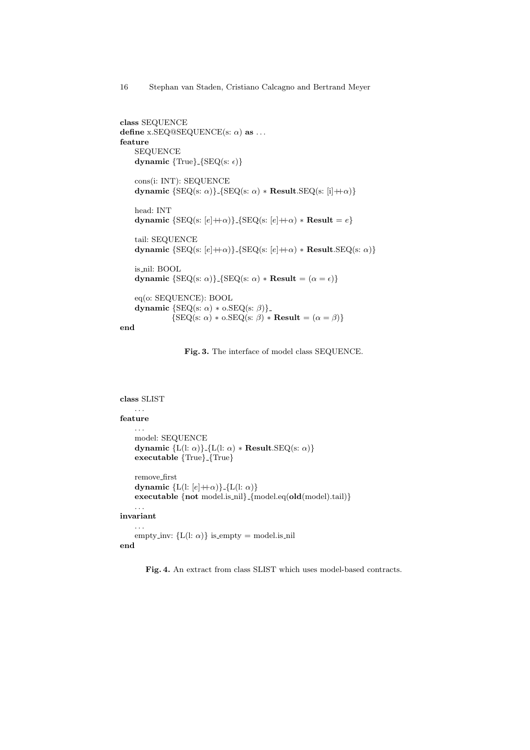```
class SEQUENCE
define x.SEQ@SEQUENCE(s: α) as ...
feature
    SEQUENCE
    dynamic {True}_{SEQ(s: ϵ)}

    cons(i: INT): SEQUENCE
    dynamic {SEQ(s: α)}_{SEQ(s: α) ∗ Result.SEQ(s: [i]++α)}

    head: INT
    dynamic {SEQ(s: [e]++α)}_{SEQ(s: [e]++α) ∗ Result = e}

    tail: SEQUENCE
    dynamic {SEQ(s: [e]++α)}_{SEQ(s: [e]++α) ∗ Result.SEQ(s: α)}

    is_nil: BOOL
    dynamic {SEQ(s: α)}_{SEQ(s: α) ∗ Result = (α = ϵ)}

    eq(o: SEQUENCE): BOOL
    dynamic {SEQ(s: α) ∗ o.SEQ(s: β)}_
            {SEQ(s: α) ∗ o.SEQ(s: β) ∗ Result = (α = β)}
end
```

**Fig. 3.** The interface of model class SEQUENCE.

```
class SLIST
    ...
feature
    ...
    model: SEQUENCE
    dynamic {L(l: α)}_{L(l: α) ∗ Result.SEQ(s: α)}
    executable {True}_{True}

    remove_first
    dynamic {L(l: [e]++α)}_{L(l: α)}
    executable {not model.is_nil}_{model.eq(old(model).tail)}
    ...
invariant
    ...
    empty_inv: {L(l: α)} is_empty = model.is_nil
end
```

**Fig. 4.** An extract from class SLIST which uses model-based contracts.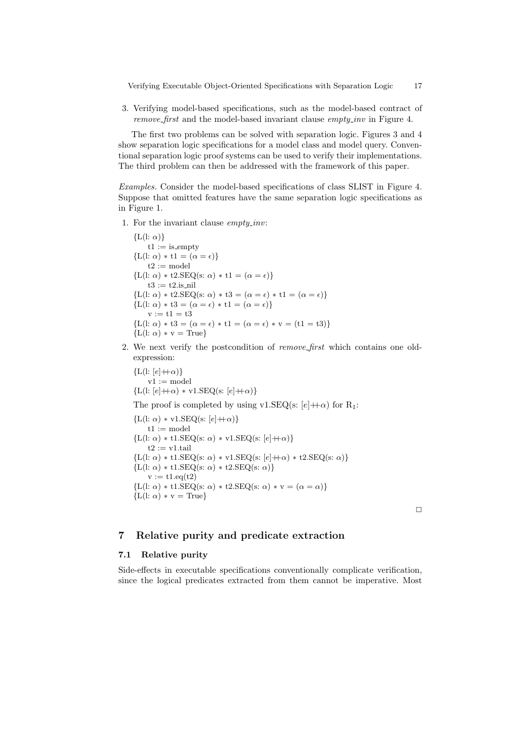3. Verifying model-based specifications, such as the model-based contract of *remove_first* and the model-based invariant clause *empty_inv* in Figure 4.

The first two problems can be solved with separation logic. Figures 3 and 4 show separation logic specifications for a model class and model query. Conventional separation logic proof systems can be used to verify their implementations. The third problem can then be addressed with the framework of this paper.

*Examples.* Consider the model-based specifications of class SLIST in Figure 4. Suppose that omitted features have the same separation logic specifications as in Figure 1.

1. For the invariant clause *empty_inv*:

   {L(l: $\alpha$)}
   &nbsp;&nbsp;&nbsp;&nbsp;t1 := is_empty
   {L(l: $\alpha$) $*$ t1 = ($\alpha = \epsilon$)}
   &nbsp;&nbsp;&nbsp;&nbsp;t2 := model
   {L(l: $\alpha$) $*$ t2.SEQ(s: $\alpha$) $*$ t1 = ($\alpha = \epsilon$)}
   &nbsp;&nbsp;&nbsp;&nbsp;t3 := t2.is_nil
   {L(l: $\alpha$) $*$ t2.SEQ(s: $\alpha$) $*$ t3 = ($\alpha = \epsilon$) $*$ t1 = ($\alpha = \epsilon$)}
   {L(l: $\alpha$) $*$ t3 = ($\alpha = \epsilon$) $*$ t1 = ($\alpha = \epsilon$)}
   &nbsp;&nbsp;&nbsp;&nbsp;v := t1 = t3
   {L(l: $\alpha$) $*$ t3 = ($\alpha = \epsilon$) $*$ t1 = ($\alpha = \epsilon$) $*$ v = (t1 = t3)}
   {L(l: $\alpha$) $*$ v = True}

2. We next verify the postcondition of *remove_first* which contains one old-expression:

   {L(l: $[e]{+\!\!+}\alpha$)}
   &nbsp;&nbsp;&nbsp;&nbsp;v1 := model
   {L(l: $[e]{+\!\!+}\alpha$) $*$ v1.SEQ(s: $[e]{+\!\!+}\alpha$)}

   The proof is completed by using v1.SEQ(s: $[e]{+\!\!+}\alpha$) for $R_1$:

   {L(l: $\alpha$) $*$ v1.SEQ(s: $[e]{+\!\!+}\alpha$)}
   &nbsp;&nbsp;&nbsp;&nbsp;t1 := model
   {L(l: $\alpha$) $*$ t1.SEQ(s: $\alpha$) $*$ v1.SEQ(s: $[e]{+\!\!+}\alpha$)}
   &nbsp;&nbsp;&nbsp;&nbsp;t2 := v1.tail
   {L(l: $\alpha$) $*$ t1.SEQ(s: $\alpha$) $*$ v1.SEQ(s: $[e]{+\!\!+}\alpha$) $*$ t2.SEQ(s: $\alpha$)}
   {L(l: $\alpha$) $*$ t1.SEQ(s: $\alpha$) $*$ t2.SEQ(s: $\alpha$)}
   &nbsp;&nbsp;&nbsp;&nbsp;v := t1.eq(t2)
   {L(l: $\alpha$) $*$ t1.SEQ(s: $\alpha$) $*$ t2.SEQ(s: $\alpha$) $*$ v = ($\alpha = \alpha$)}
   {L(l: $\alpha$) $*$ v = True}

□

## 7 Relative purity and predicate extraction

### 7.1 Relative purity

Side-effects in executable specifications conventionally complicate verification, since the logical predicates extracted from them cannot be imperative. Most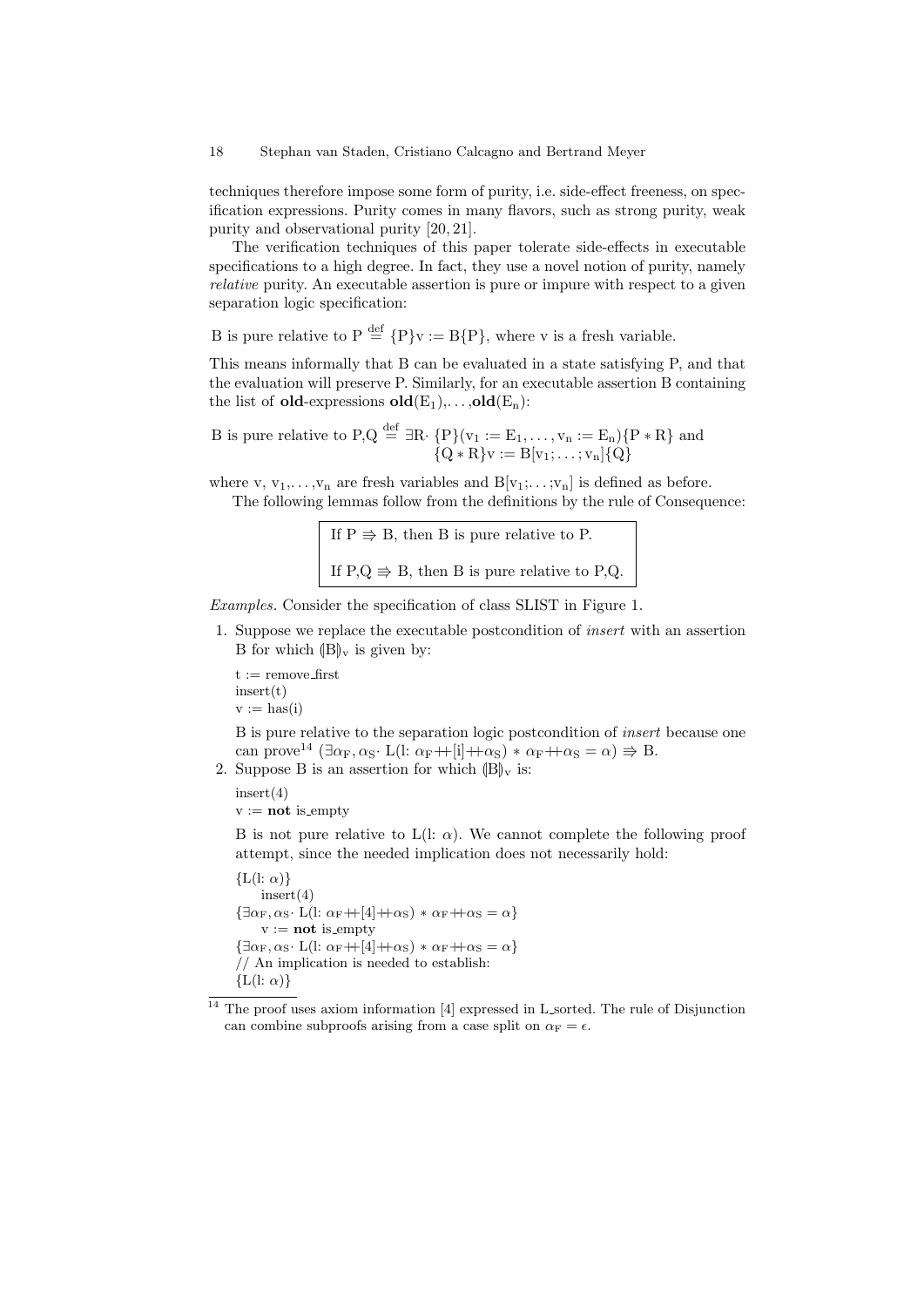techniques therefore impose some form of purity, i.e. side-effect freeness, on specification expressions. Purity comes in many flavors, such as strong purity, weak purity and observational purity [20, 21].

The verification techniques of this paper tolerate side-effects in executable specifications to a high degree. In fact, they use a novel notion of purity, namely *relative* purity. An executable assertion is pure or impure with respect to a given separation logic specification:

$$\text{B is pure relative to P} \overset{\text{def}}{=} \{\text{P}\}\text{v} := \text{B}\{\text{P}\}, \text{ where v is a fresh variable.}$$

This means informally that B can be evaluated in a state satisfying P, and that the evaluation will preserve P. Similarly, for an executable assertion B containing the list of **old**-expressions $\textbf{old}(\text{E}_1), \ldots, \textbf{old}(\text{E}_n)$:

$$\begin{aligned}\text{B is pure relative to P,Q} \overset{\text{def}}{=} \exists \text{R}\cdot\ & \{\text{P}\}(\text{v}_1 := \text{E}_1, \ldots, \text{v}_n := \text{E}_n)\{\text{P} * \text{R}\} \text{ and} \\ & \{\text{Q} * \text{R}\}\text{v} := \text{B}[\text{v}_1; \ldots; \text{v}_n]\{\text{Q}\}\end{aligned}$$

where v, $\text{v}_1, \ldots, \text{v}_n$ are fresh variables and $\text{B}[\text{v}_1; \ldots; \text{v}_n]$ is defined as before.

The following lemmas follow from the definitions by the rule of Consequence:

> If P $\Rrightarrow$ B, then B is pure relative to P.
>
> If P,Q $\Rrightarrow$ B, then B is pure relative to P,Q.

*Examples.* Consider the specification of class SLIST in Figure 1.

1. Suppose we replace the executable postcondition of *insert* with an assertion B for which $(\!|\text{B}|\!)_\text{v}$ is given by:

   ```
   t := remove_first
   insert(t)
   v := has(i)
   ```

   B is pure relative to the separation logic postcondition of *insert* because one can prove[14] $(\exists \alpha_\text{F}, \alpha_\text{S} \cdot \text{L}(\text{l}\colon \alpha_\text{F} \mathbin{+\!\!+} [\text{i}] \mathbin{+\!\!+} \alpha_\text{S}) * \alpha_\text{F} \mathbin{+\!\!+} \alpha_\text{S} = \alpha) \Rrightarrow \text{B}$.

2. Suppose B is an assertion for which $(\!|\text{B}|\!)_\text{v}$ is:

   ```
   insert(4)
   v := not is_empty
   ```

   B is not pure relative to $\text{L}(\text{l}\colon \alpha)$. We cannot complete the following proof attempt, since the needed implication does not necessarily hold:

   $\{\text{L}(\text{l}\colon \alpha)\}$
   &nbsp;&nbsp;&nbsp;&nbsp;insert(4)
   $\{\exists \alpha_\text{F}, \alpha_\text{S} \cdot \text{L}(\text{l}\colon \alpha_\text{F} \mathbin{+\!\!+} [4] \mathbin{+\!\!+} \alpha_\text{S}) * \alpha_\text{F} \mathbin{+\!\!+} \alpha_\text{S} = \alpha\}$
   &nbsp;&nbsp;&nbsp;&nbsp;v := **not** is_empty
   $\{\exists \alpha_\text{F}, \alpha_\text{S} \cdot \text{L}(\text{l}\colon \alpha_\text{F} \mathbin{+\!\!+} [4] \mathbin{+\!\!+} \alpha_\text{S}) * \alpha_\text{F} \mathbin{+\!\!+} \alpha_\text{S} = \alpha\}$
   // An implication is needed to establish:
   $\{\text{L}(\text{l}\colon \alpha)\}$

---

[14] The proof uses axiom information [4] expressed in L_sorted. The rule of Disjunction can combine subproofs arising from a case split on $\alpha_\text{F} = \epsilon$.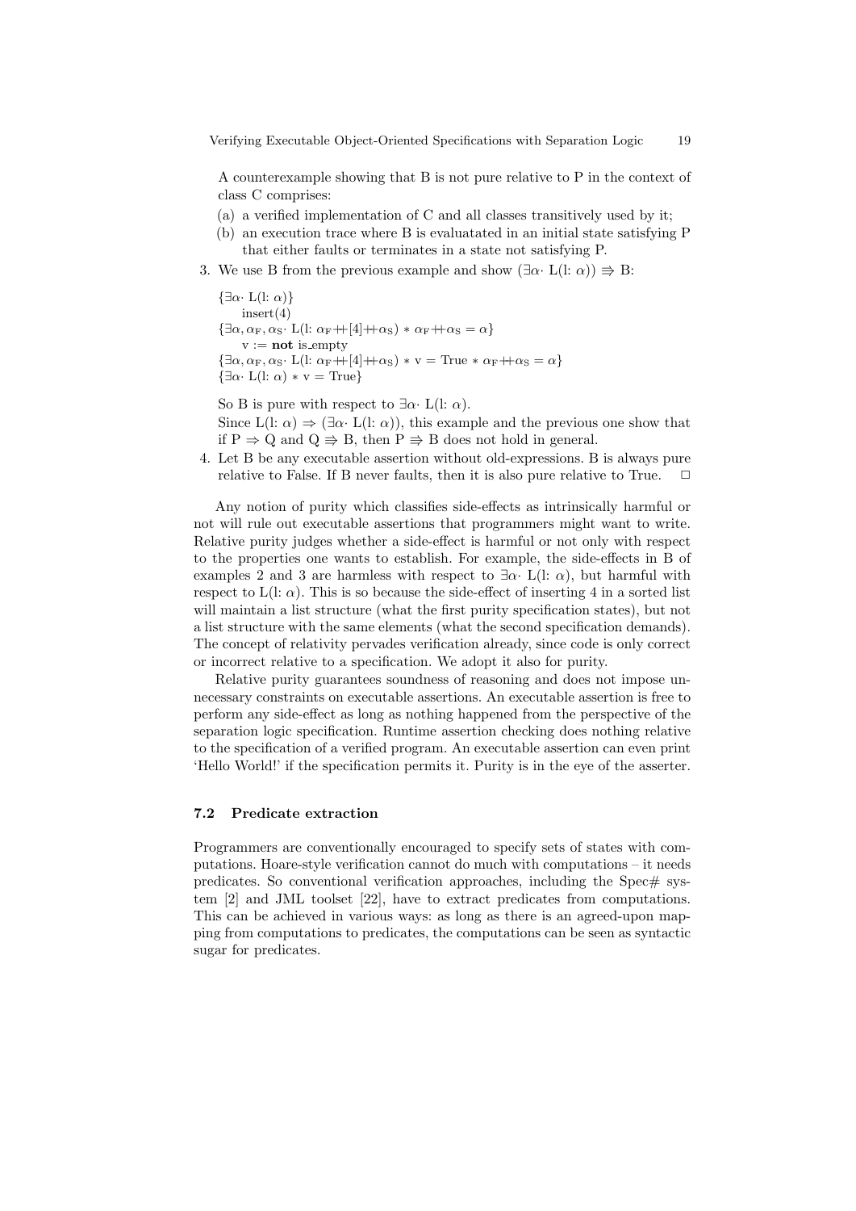A counterexample showing that B is not pure relative to P in the context of class C comprises:

(a) a verified implementation of C and all classes transitively used by it;
(b) an execution trace where B is evaluatated in an initial state satisfying P that either faults or terminates in a state not satisfying P.

3. We use B from the previous example and show $(\exists\alpha\cdot \text{L}(\text{l}\colon \alpha)) \Rrightarrow \text{B}$:

   $\{\exists\alpha\cdot \text{L}(\text{l}\colon \alpha)\}$
   insert(4)
   $\{\exists\alpha, \alpha_\text{F}, \alpha_\text{S}\cdot \text{L}(\text{l}\colon \alpha_\text{F} +\!\!+ [4] +\!\!+ \alpha_\text{S}) * \alpha_\text{F} +\!\!+ \alpha_\text{S} = \alpha\}$
   v := **not** is_empty
   $\{\exists\alpha, \alpha_\text{F}, \alpha_\text{S}\cdot \text{L}(\text{l}\colon \alpha_\text{F} +\!\!+ [4] +\!\!+ \alpha_\text{S}) * \text{v} = \text{True} * \alpha_\text{F} +\!\!+ \alpha_\text{S} = \alpha\}$
   $\{\exists\alpha\cdot \text{L}(\text{l}\colon \alpha) * \text{v} = \text{True}\}$

   So B is pure with respect to $\exists\alpha\cdot \text{L}(\text{l}\colon \alpha)$.
   Since $\text{L}(\text{l}\colon \alpha) \Rightarrow (\exists\alpha\cdot \text{L}(\text{l}\colon \alpha))$, this example and the previous one show that if $\text{P} \Rightarrow \text{Q}$ and $\text{Q} \Rrightarrow \text{B}$, then $\text{P} \Rrightarrow \text{B}$ does not hold in general.

4. Let B be any executable assertion without old-expressions. B is always pure relative to False. If B never faults, then it is also pure relative to True. □

Any notion of purity which classifies side-effects as intrinsically harmful or not will rule out executable assertions that programmers might want to write. Relative purity judges whether a side-effect is harmful or not only with respect to the properties one wants to establish. For example, the side-effects in B of examples 2 and 3 are harmless with respect to $\exists\alpha\cdot \text{L}(\text{l}\colon \alpha)$, but harmful with respect to $\text{L}(\text{l}\colon \alpha)$. This is so because the side-effect of inserting 4 in a sorted list will maintain a list structure (what the first purity specification states), but not a list structure with the same elements (what the second specification demands). The concept of relativity pervades verification already, since code is only correct or incorrect relative to a specification. We adopt it also for purity.

Relative purity guarantees soundness of reasoning and does not impose unnecessary constraints on executable assertions. An executable assertion is free to perform any side-effect as long as nothing happened from the perspective of the separation logic specification. Runtime assertion checking does nothing relative to the specification of a verified program. An executable assertion can even print 'Hello World!' if the specification permits it. Purity is in the eye of the asserter.

### 7.2 Predicate extraction

Programmers are conventionally encouraged to specify sets of states with computations. Hoare-style verification cannot do much with computations – it needs predicates. So conventional verification approaches, including the Spec# system [2] and JML toolset [22], have to extract predicates from computations. This can be achieved in various ways: as long as there is an agreed-upon mapping from computations to predicates, the computations can be seen as syntactic sugar for predicates.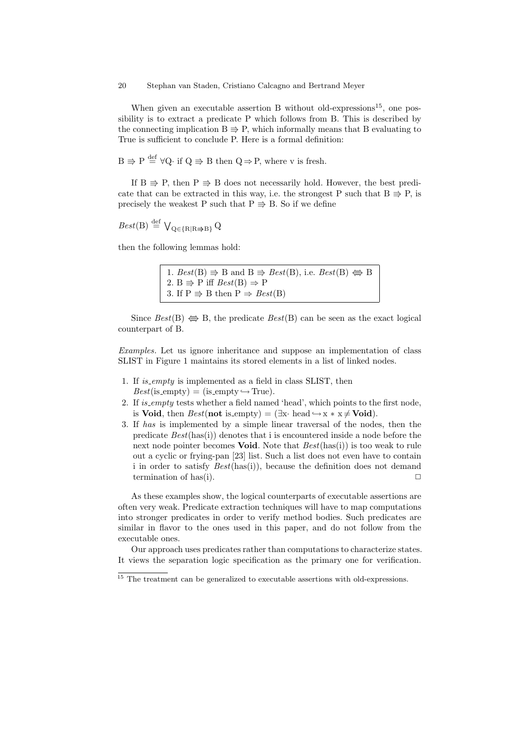When given an executable assertion B without old-expressions[15], one possibility is to extract a predicate P which follows from B. This is described by the connecting implication $\mathrm{B} \Rrightarrow \mathrm{P}$, which informally means that B evaluating to True is sufficient to conclude P. Here is a formal definition:

$\mathrm{B} \Rrightarrow \mathrm{P} \stackrel{\text{def}}{=} \forall \mathrm{Q} \cdot$ if $\mathrm{Q} \Rrightarrow \mathrm{B}$ then $\mathrm{Q} \Rightarrow \mathrm{P}$, where v is fresh.

If $\mathrm{B} \Rrightarrow \mathrm{P}$, then $\mathrm{P} \Rrightarrow \mathrm{B}$ does not necessarily hold. However, the best predicate that can be extracted in this way, i.e. the strongest P such that $\mathrm{B} \Rrightarrow \mathrm{P}$, is precisely the weakest P such that $\mathrm{P} \Rrightarrow \mathrm{B}$. So if we define

$Best(\mathrm{B}) \stackrel{\text{def}}{=} \bigvee_{\mathrm{Q} \in \{\mathrm{R} \mid \mathrm{R} \Rrightarrow \mathrm{B}\}} \mathrm{Q}$

then the following lemmas hold:

1. $Best(\mathrm{B}) \Rrightarrow \mathrm{B}$ and $\mathrm{B} \Rrightarrow Best(\mathrm{B})$, i.e. $Best(\mathrm{B}) \Lleftarrow\Rrightarrow \mathrm{B}$
2. $\mathrm{B} \Rrightarrow \mathrm{P}$ iff $Best(\mathrm{B}) \Rightarrow \mathrm{P}$
3. If $\mathrm{P} \Rrightarrow \mathrm{B}$ then $\mathrm{P} \Rightarrow Best(\mathrm{B})$

Since $Best(\mathrm{B}) \Lleftarrow\Rrightarrow \mathrm{B}$, the predicate $Best(\mathrm{B})$ can be seen as the exact logical counterpart of B.

*Examples.* Let us ignore inheritance and suppose an implementation of class SLIST in Figure 1 maintains its stored elements in a list of linked nodes.

1. If *is_empty* is implemented as a field in class SLIST, then $Best(\text{is\_empty}) = (\text{is\_empty} \hookrightarrow \text{True})$.
2. If *is_empty* tests whether a field named 'head', which points to the first node, is **Void**, then $Best(\textbf{not}\ \text{is\_empty}) = (\exists \mathrm{x} \cdot \text{head} \hookrightarrow \mathrm{x} * \mathrm{x} \neq \textbf{Void})$.
3. If *has* is implemented by a simple linear traversal of the nodes, then the predicate $Best(\text{has(i)})$ denotes that i is encountered inside a node before the next node pointer becomes **Void**. Note that $Best(\text{has(i)})$ is too weak to rule out a cyclic or frying-pan [23] list. Such a list does not even have to contain i in order to satisfy $Best(\text{has(i)})$, because the definition does not demand termination of has(i). □

As these examples show, the logical counterparts of executable assertions are often very weak. Predicate extraction techniques will have to map computations into stronger predicates in order to verify method bodies. Such predicates are similar in flavor to the ones used in this paper, and do not follow from the executable ones.

Our approach uses predicates rather than computations to characterize states. It views the separation logic specification as the primary one for verification.

[15] The treatment can be generalized to executable assertions with old-expressions.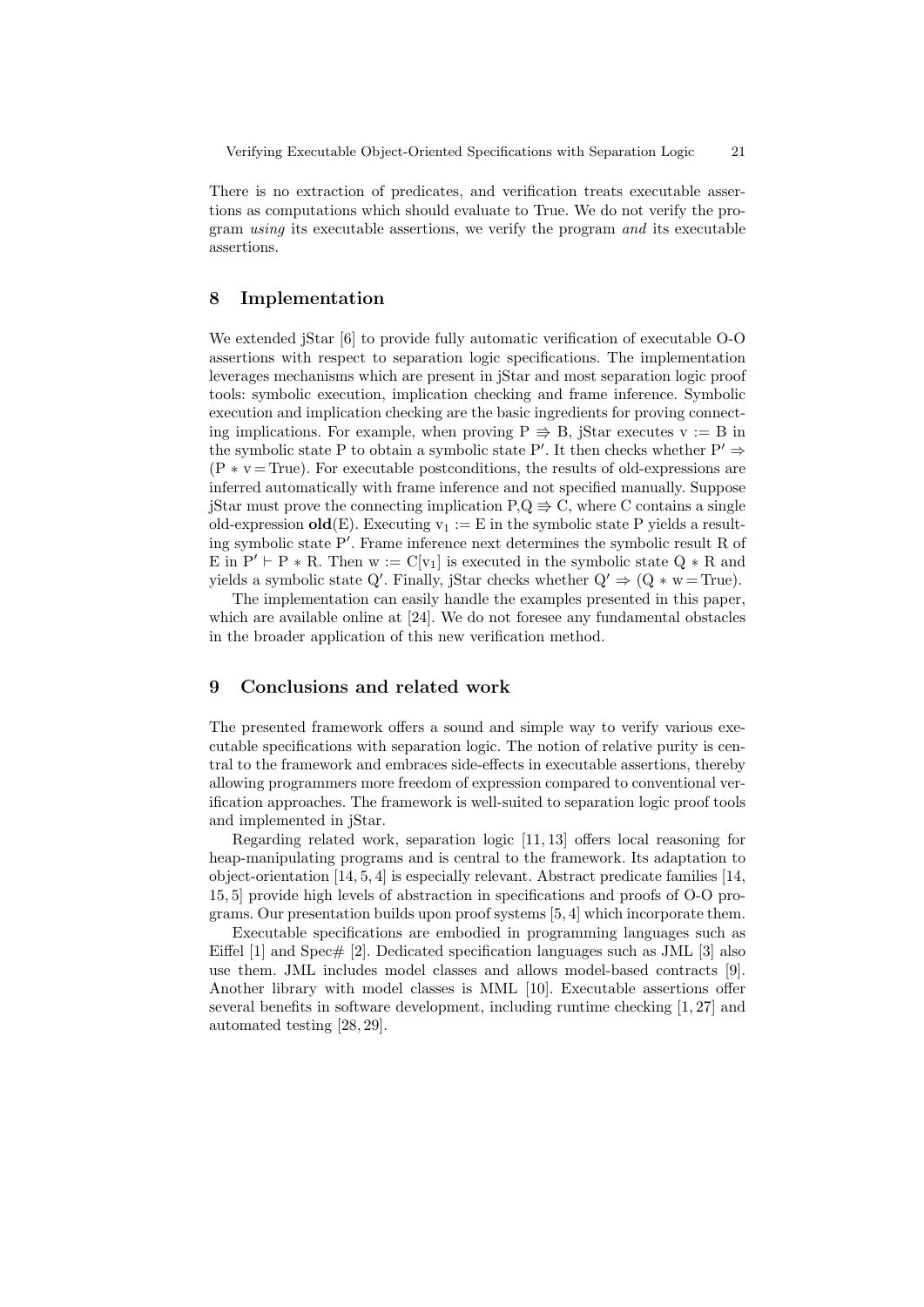There is no extraction of predicates, and verification treats executable assertions as computations which should evaluate to True. We do not verify the program *using* its executable assertions, we verify the program *and* its executable assertions.

## 8 Implementation

We extended jStar [6] to provide fully automatic verification of executable O-O assertions with respect to separation logic specifications. The implementation leverages mechanisms which are present in jStar and most separation logic proof tools: symbolic execution, implication checking and frame inference. Symbolic execution and implication checking are the basic ingredients for proving connecting implications. For example, when proving $\mathrm{P} \Rrightarrow \mathrm{B}$, jStar executes $\mathrm{v} := \mathrm{B}$ in the symbolic state P to obtain a symbolic state $\mathrm{P}'$. It then checks whether $\mathrm{P}' \Rightarrow (\mathrm{P} * \mathrm{v} = \mathrm{True})$. For executable postconditions, the results of old-expressions are inferred automatically with frame inference and not specified manually. Suppose jStar must prove the connecting implication $\mathrm{P}, \mathrm{Q} \Rrightarrow \mathrm{C}$, where C contains a single old-expression $\mathbf{old}(\mathrm{E})$. Executing $\mathrm{v}_1 := \mathrm{E}$ in the symbolic state P yields a resulting symbolic state $\mathrm{P}'$. Frame inference next determines the symbolic result R of E in $\mathrm{P}' \vdash \mathrm{P} * \mathrm{R}$. Then $\mathrm{w} := \mathrm{C}[\mathrm{v}_1]$ is executed in the symbolic state $\mathrm{Q} * \mathrm{R}$ and yields a symbolic state $\mathrm{Q}'$. Finally, jStar checks whether $\mathrm{Q}' \Rightarrow (\mathrm{Q} * \mathrm{w} = \mathrm{True})$.

The implementation can easily handle the examples presented in this paper, which are available online at [24]. We do not foresee any fundamental obstacles in the broader application of this new verification method.

## 9 Conclusions and related work

The presented framework offers a sound and simple way to verify various executable specifications with separation logic. The notion of relative purity is central to the framework and embraces side-effects in executable assertions, thereby allowing programmers more freedom of expression compared to conventional verification approaches. The framework is well-suited to separation logic proof tools and implemented in jStar.

Regarding related work, separation logic [11, 13] offers local reasoning for heap-manipulating programs and is central to the framework. Its adaptation to object-orientation [14, 5, 4] is especially relevant. Abstract predicate families [14, 15, 5] provide high levels of abstraction in specifications and proofs of O-O programs. Our presentation builds upon proof systems [5, 4] which incorporate them.

Executable specifications are embodied in programming languages such as Eiffel [1] and Spec# [2]. Dedicated specification languages such as JML [3] also use them. JML includes model classes and allows model-based contracts [9]. Another library with model classes is MML [10]. Executable assertions offer several benefits in software development, including runtime checking [1, 27] and automated testing [28, 29].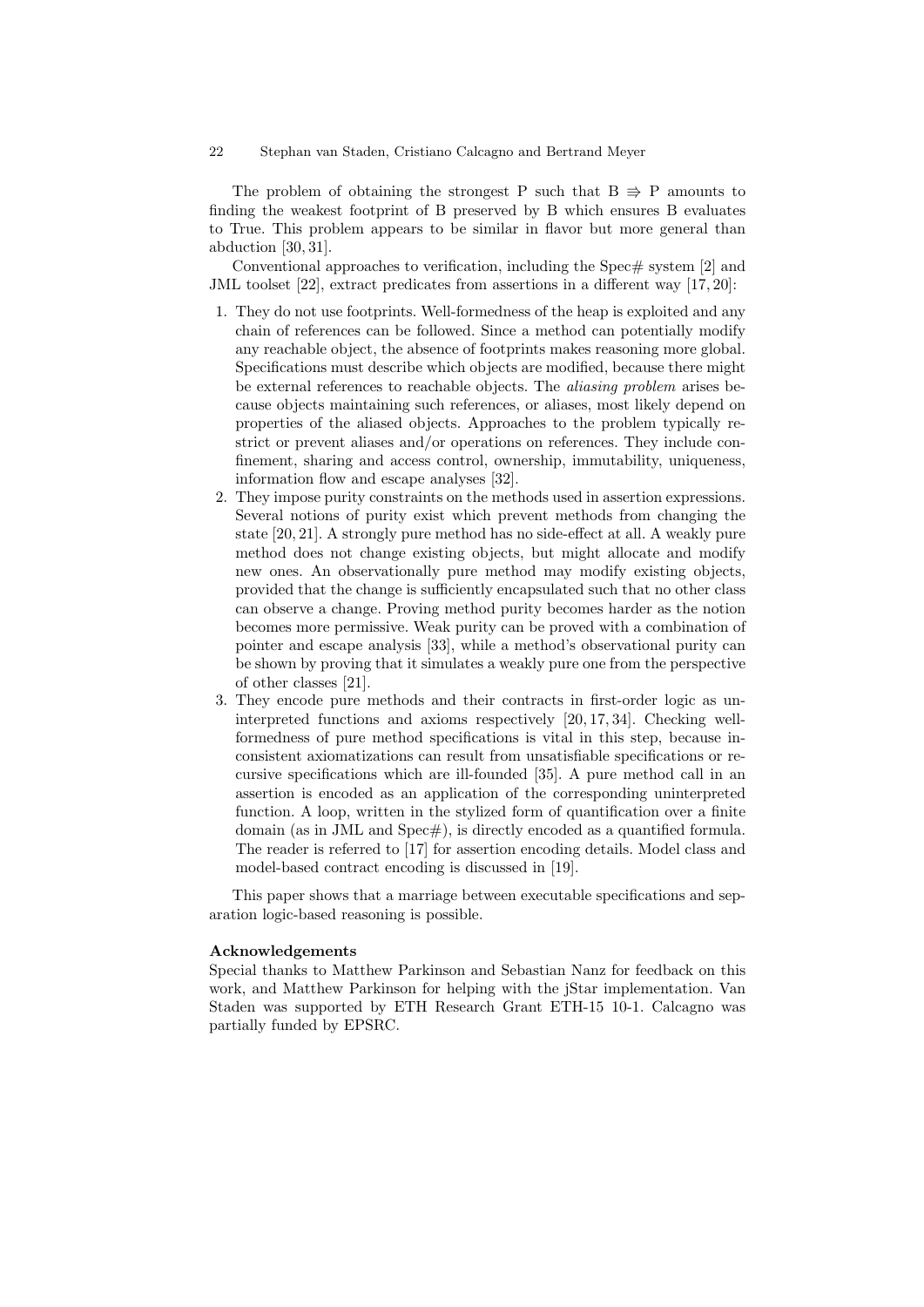The problem of obtaining the strongest P such that B $\Rrightarrow$ P amounts to finding the weakest footprint of B preserved by B which ensures B evaluates to True. This problem appears to be similar in flavor but more general than abduction [30, 31].

Conventional approaches to verification, including the Spec# system [2] and JML toolset [22], extract predicates from assertions in a different way [17, 20]:

1. They do not use footprints. Well-formedness of the heap is exploited and any chain of references can be followed. Since a method can potentially modify any reachable object, the absence of footprints makes reasoning more global. Specifications must describe which objects are modified, because there might be external references to reachable objects. The *aliasing problem* arises because objects maintaining such references, or aliases, most likely depend on properties of the aliased objects. Approaches to the problem typically restrict or prevent aliases and/or operations on references. They include confinement, sharing and access control, ownership, immutability, uniqueness, information flow and escape analyses [32].
2. They impose purity constraints on the methods used in assertion expressions. Several notions of purity exist which prevent methods from changing the state [20, 21]. A strongly pure method has no side-effect at all. A weakly pure method does not change existing objects, but might allocate and modify new ones. An observationally pure method may modify existing objects, provided that the change is sufficiently encapsulated such that no other class can observe a change. Proving method purity becomes harder as the notion becomes more permissive. Weak purity can be proved with a combination of pointer and escape analysis [33], while a method's observational purity can be shown by proving that it simulates a weakly pure one from the perspective of other classes [21].
3. They encode pure methods and their contracts in first-order logic as uninterpreted functions and axioms respectively [20, 17, 34]. Checking well-formedness of pure method specifications is vital in this step, because inconsistent axiomatizations can result from unsatisfiable specifications or recursive specifications which are ill-founded [35]. A pure method call in an assertion is encoded as an application of the corresponding uninterpreted function. A loop, written in the stylized form of quantification over a finite domain (as in JML and Spec#), is directly encoded as a quantified formula. The reader is referred to [17] for assertion encoding details. Model class and model-based contract encoding is discussed in [19].

This paper shows that a marriage between executable specifications and separation logic-based reasoning is possible.

**Acknowledgements**

Special thanks to Matthew Parkinson and Sebastian Nanz for feedback on this work, and Matthew Parkinson for helping with the jStar implementation. Van Staden was supported by ETH Research Grant ETH-15 10-1. Calcagno was partially funded by EPSRC.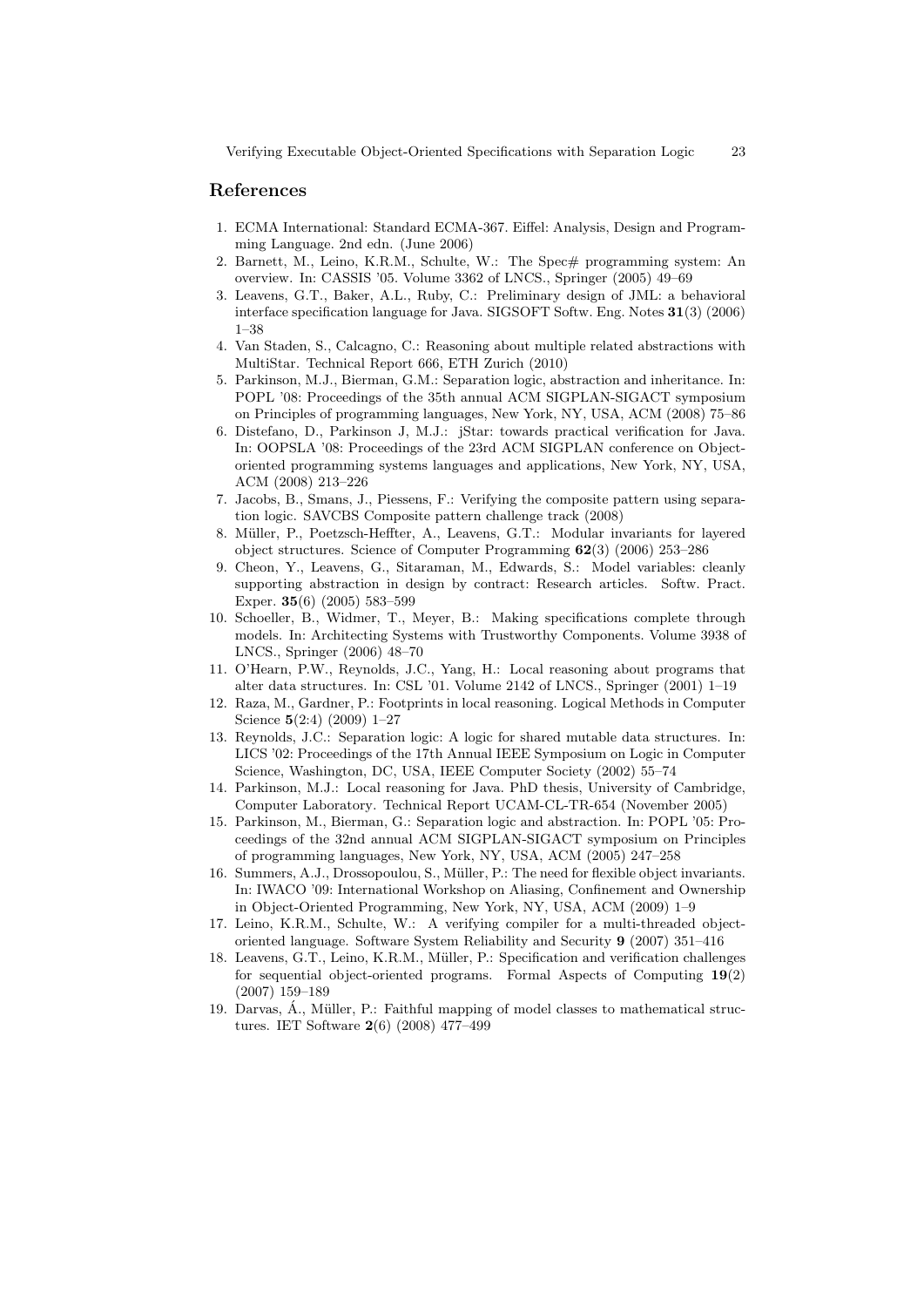## References

1. ECMA International: Standard ECMA-367. Eiffel: Analysis, Design and Programming Language. 2nd edn. (June 2006)
2. Barnett, M., Leino, K.R.M., Schulte, W.: The Spec# programming system: An overview. In: CASSIS '05. Volume 3362 of LNCS., Springer (2005) 49–69
3. Leavens, G.T., Baker, A.L., Ruby, C.: Preliminary design of JML: a behavioral interface specification language for Java. SIGSOFT Softw. Eng. Notes **31**(3) (2006) 1–38
4. Van Staden, S., Calcagno, C.: Reasoning about multiple related abstractions with MultiStar. Technical Report 666, ETH Zurich (2010)
5. Parkinson, M.J., Bierman, G.M.: Separation logic, abstraction and inheritance. In: POPL '08: Proceedings of the 35th annual ACM SIGPLAN-SIGACT symposium on Principles of programming languages, New York, NY, USA, ACM (2008) 75–86
6. Distefano, D., Parkinson J, M.J.: jStar: towards practical verification for Java. In: OOPSLA '08: Proceedings of the 23rd ACM SIGPLAN conference on Object-oriented programming systems languages and applications, New York, NY, USA, ACM (2008) 213–226
7. Jacobs, B., Smans, J., Piessens, F.: Verifying the composite pattern using separation logic. SAVCBS Composite pattern challenge track (2008)
8. Müller, P., Poetzsch-Heffter, A., Leavens, G.T.: Modular invariants for layered object structures. Science of Computer Programming **62**(3) (2006) 253–286
9. Cheon, Y., Leavens, G., Sitaraman, M., Edwards, S.: Model variables: cleanly supporting abstraction in design by contract: Research articles. Softw. Pract. Exper. **35**(6) (2005) 583–599
10. Schoeller, B., Widmer, T., Meyer, B.: Making specifications complete through models. In: Architecting Systems with Trustworthy Components. Volume 3938 of LNCS., Springer (2006) 48–70
11. O'Hearn, P.W., Reynolds, J.C., Yang, H.: Local reasoning about programs that alter data structures. In: CSL '01. Volume 2142 of LNCS., Springer (2001) 1–19
12. Raza, M., Gardner, P.: Footprints in local reasoning. Logical Methods in Computer Science **5**(2:4) (2009) 1–27
13. Reynolds, J.C.: Separation logic: A logic for shared mutable data structures. In: LICS '02: Proceedings of the 17th Annual IEEE Symposium on Logic in Computer Science, Washington, DC, USA, IEEE Computer Society (2002) 55–74
14. Parkinson, M.J.: Local reasoning for Java. PhD thesis, University of Cambridge, Computer Laboratory. Technical Report UCAM-CL-TR-654 (November 2005)
15. Parkinson, M., Bierman, G.: Separation logic and abstraction. In: POPL '05: Proceedings of the 32nd annual ACM SIGPLAN-SIGACT symposium on Principles of programming languages, New York, NY, USA, ACM (2005) 247–258
16. Summers, A.J., Drossopoulou, S., Müller, P.: The need for flexible object invariants. In: IWACO '09: International Workshop on Aliasing, Confinement and Ownership in Object-Oriented Programming, New York, NY, USA, ACM (2009) 1–9
17. Leino, K.R.M., Schulte, W.: A verifying compiler for a multi-threaded object-oriented language. Software System Reliability and Security **9** (2007) 351–416
18. Leavens, G.T., Leino, K.R.M., Müller, P.: Specification and verification challenges for sequential object-oriented programs. Formal Aspects of Computing **19**(2) (2007) 159–189
19. Darvas, Á., Müller, P.: Faithful mapping of model classes to mathematical structures. IET Software **2**(6) (2008) 477–499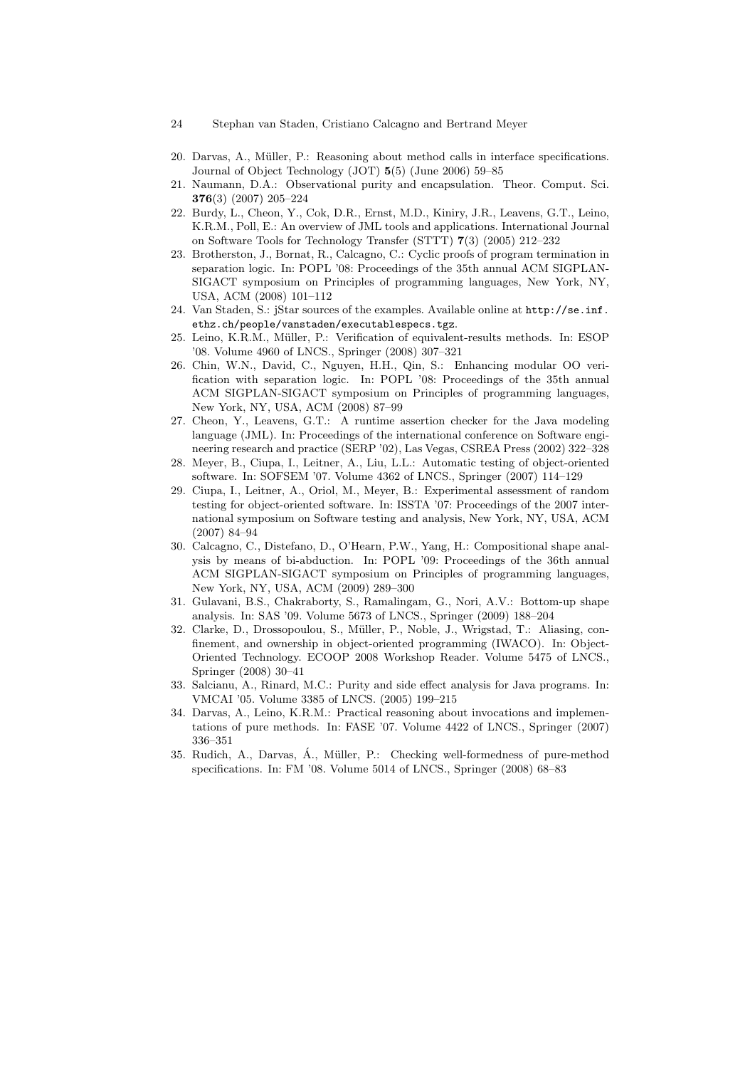20. Darvas, A., Müller, P.: Reasoning about method calls in interface specifications. Journal of Object Technology (JOT) **5**(5) (June 2006) 59–85
21. Naumann, D.A.: Observational purity and encapsulation. Theor. Comput. Sci. **376**(3) (2007) 205–224
22. Burdy, L., Cheon, Y., Cok, D.R., Ernst, M.D., Kiniry, J.R., Leavens, G.T., Leino, K.R.M., Poll, E.: An overview of JML tools and applications. International Journal on Software Tools for Technology Transfer (STTT) **7**(3) (2005) 212–232
23. Brotherston, J., Bornat, R., Calcagno, C.: Cyclic proofs of program termination in separation logic. In: POPL '08: Proceedings of the 35th annual ACM SIGPLAN-SIGACT symposium on Principles of programming languages, New York, NY, USA, ACM (2008) 101–112
24. Van Staden, S.: jStar sources of the examples. Available online at `http://se.inf.ethz.ch/people/vanstaden/executablespecs.tgz`.
25. Leino, K.R.M., Müller, P.: Verification of equivalent-results methods. In: ESOP '08. Volume 4960 of LNCS., Springer (2008) 307–321
26. Chin, W.N., David, C., Nguyen, H.H., Qin, S.: Enhancing modular OO verification with separation logic. In: POPL '08: Proceedings of the 35th annual ACM SIGPLAN-SIGACT symposium on Principles of programming languages, New York, NY, USA, ACM (2008) 87–99
27. Cheon, Y., Leavens, G.T.: A runtime assertion checker for the Java modeling language (JML). In: Proceedings of the international conference on Software engineering research and practice (SERP '02), Las Vegas, CSREA Press (2002) 322–328
28. Meyer, B., Ciupa, I., Leitner, A., Liu, L.L.: Automatic testing of object-oriented software. In: SOFSEM '07. Volume 4362 of LNCS., Springer (2007) 114–129
29. Ciupa, I., Leitner, A., Oriol, M., Meyer, B.: Experimental assessment of random testing for object-oriented software. In: ISSTA '07: Proceedings of the 2007 international symposium on Software testing and analysis, New York, NY, USA, ACM (2007) 84–94
30. Calcagno, C., Distefano, D., O'Hearn, P.W., Yang, H.: Compositional shape analysis by means of bi-abduction. In: POPL '09: Proceedings of the 36th annual ACM SIGPLAN-SIGACT symposium on Principles of programming languages, New York, NY, USA, ACM (2009) 289–300
31. Gulavani, B.S., Chakraborty, S., Ramalingam, G., Nori, A.V.: Bottom-up shape analysis. In: SAS '09. Volume 5673 of LNCS., Springer (2009) 188–204
32. Clarke, D., Drossopoulou, S., Müller, P., Noble, J., Wrigstad, T.: Aliasing, confinement, and ownership in object-oriented programming (IWACO). In: Object-Oriented Technology. ECOOP 2008 Workshop Reader. Volume 5475 of LNCS., Springer (2008) 30–41
33. Salcianu, A., Rinard, M.C.: Purity and side effect analysis for Java programs. In: VMCAI '05. Volume 3385 of LNCS. (2005) 199–215
34. Darvas, A., Leino, K.R.M.: Practical reasoning about invocations and implementations of pure methods. In: FASE '07. Volume 4422 of LNCS., Springer (2007) 336–351
35. Rudich, A., Darvas, Á., Müller, P.: Checking well-formedness of pure-method specifications. In: FM '08. Volume 5014 of LNCS., Springer (2008) 68–83